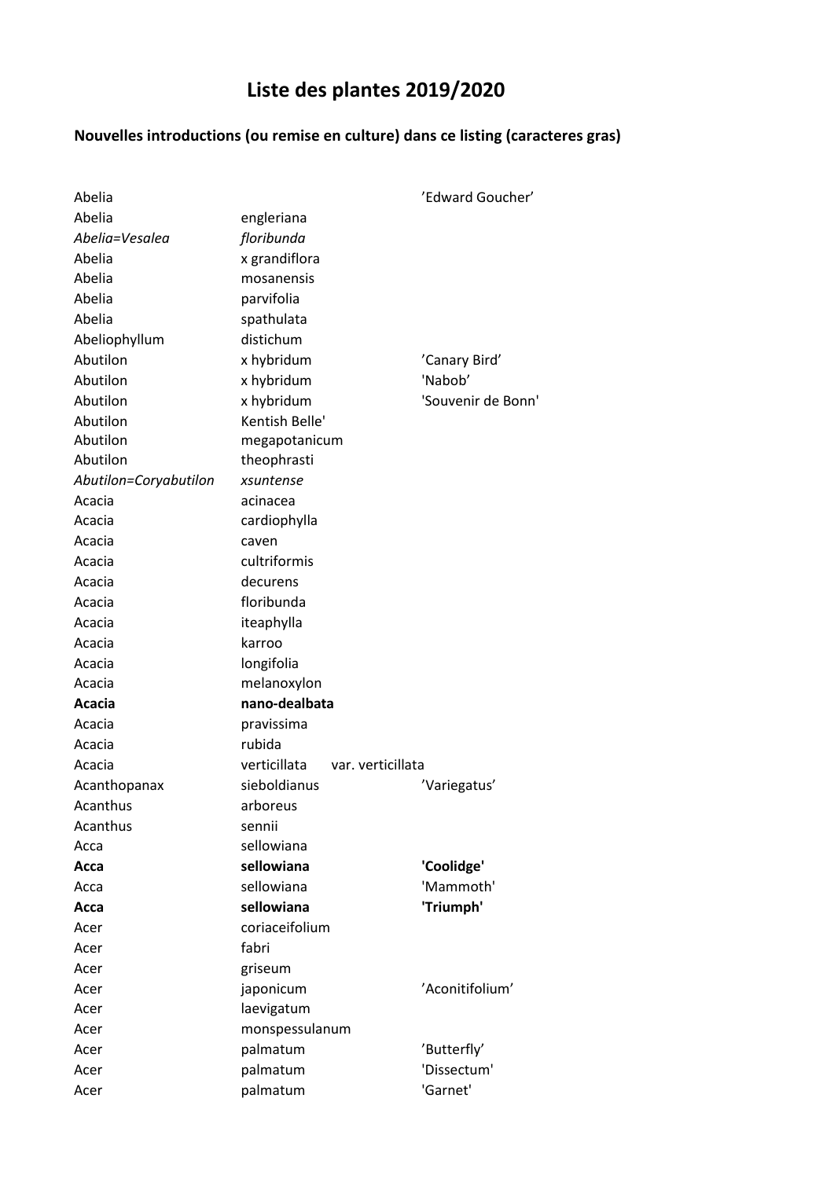# Liste des plantes 2019/2020

## Nouvelles introductions (ou remise en culture) dans ce listing (caracteres gras)

| | | |
|---|---|---|
| Abelia | | 'Edward Goucher' |
| Abelia | engleriana | |
| *Abelia=Vesalea* | *floribunda* | |
| Abelia | x grandiflora | |
| Abelia | mosanensis | |
| Abelia | parvifolia | |
| Abelia | spathulata | |
| Abeliophyllum | distichum | |
| Abutilon | x hybridum | 'Canary Bird' |
| Abutilon | x hybridum | 'Nabob' |
| Abutilon | x hybridum | 'Souvenir de Bonn' |
| Abutilon | Kentish Belle' | |
| Abutilon | megapotanicum | |
| Abutilon | theophrasti | |
| *Abutilon=Coryabutilon* | *xsuntense* | |
| Acacia | acinacea | |
| Acacia | cardiophylla | |
| Acacia | caven | |
| Acacia | cultriformis | |
| Acacia | decurens | |
| Acacia | floribunda | |
| Acacia | iteaphylla | |
| Acacia | karroo | |
| Acacia | longifolia | |
| Acacia | melanoxylon | |
| **Acacia** | **nano-dealbata** | |
| Acacia | pravissima | |
| Acacia | rubida | |
| Acacia | verticillata var. verticillata | |
| Acanthopanax | sieboldianus | 'Variegatus' |
| Acanthus | arboreus | |
| Acanthus | sennii | |
| Acca | sellowiana | |
| **Acca** | **sellowiana** | **'Coolidge'** |
| Acca | sellowiana | 'Mammoth' |
| **Acca** | **sellowiana** | **'Triumph'** |
| Acer | coriaceifolium | |
| Acer | fabri | |
| Acer | griseum | |
| Acer | japonicum | 'Aconitifolium' |
| Acer | laevigatum | |
| Acer | monspessulanum | |
| Acer | palmatum | 'Butterfly' |
| Acer | palmatum | 'Dissectum' |
| Acer | palmatum | 'Garnet' |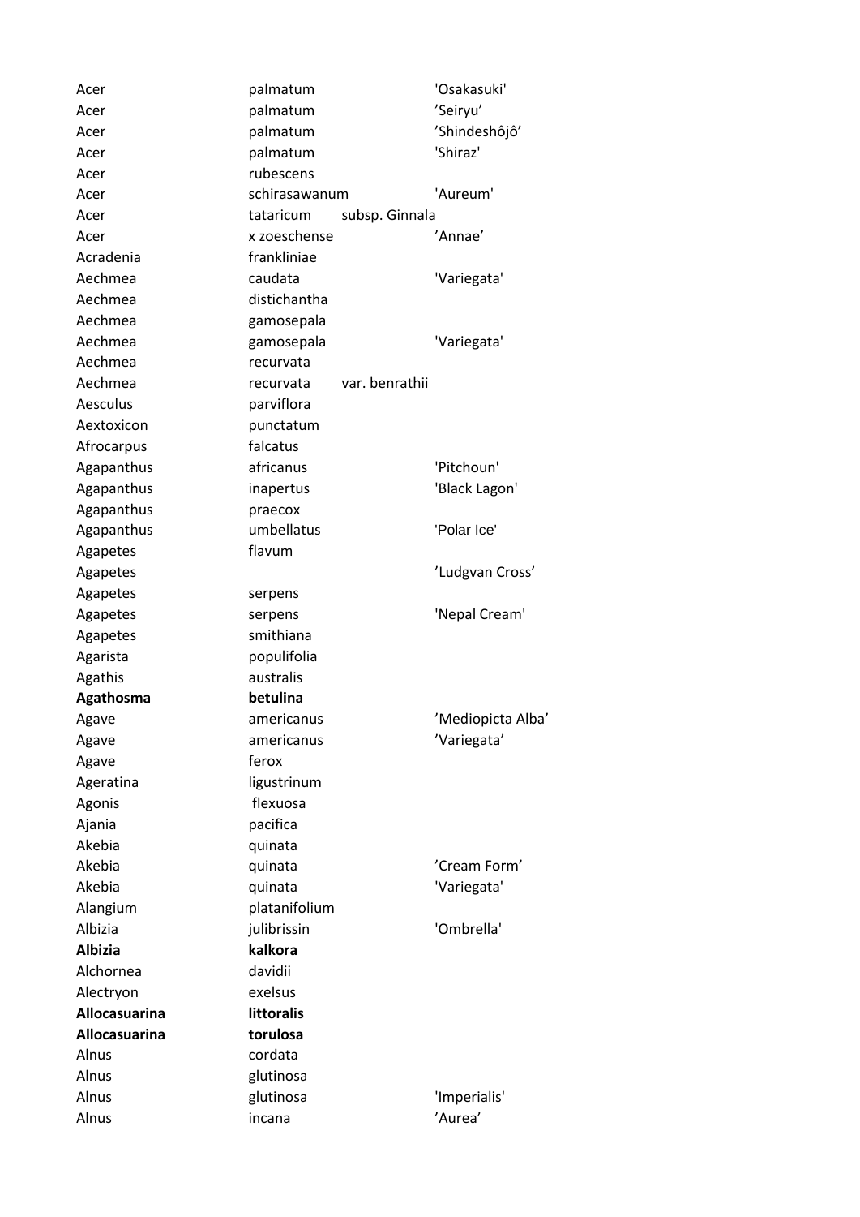| | | | |
|---|---|---|---|
| Acer | palmatum | | 'Osakasuki' |
| Acer | palmatum | | ’Seiryu’ |
| Acer | palmatum | | ’Shindeshôjô’ |
| Acer | palmatum | | 'Shiraz' |
| Acer | rubescens | | |
| Acer | schirasawanum | | 'Aureum' |
| Acer | tataricum | subsp. Ginnala | |
| Acer | x zoeschense | | ’Annae’ |
| Acradenia | frankliniae | | |
| Aechmea | caudata | | 'Variegata' |
| Aechmea | distichantha | | |
| Aechmea | gamosepala | | |
| Aechmea | gamosepala | | 'Variegata' |
| Aechmea | recurvata | | |
| Aechmea | recurvata | var. benrathii | |
| Aesculus | parviflora | | |
| Aextoxicon | punctatum | | |
| Afrocarpus | falcatus | | |
| Agapanthus | africanus | | 'Pitchoun' |
| Agapanthus | inapertus | | 'Black Lagon' |
| Agapanthus | praecox | | |
| Agapanthus | umbellatus | | 'Polar Ice' |
| Agapetes | flavum | | |
| Agapetes | | | ’Ludgvan Cross’ |
| Agapetes | serpens | | |
| Agapetes | serpens | | 'Nepal Cream' |
| Agapetes | smithiana | | |
| Agarista | populifolia | | |
| Agathis | australis | | |
| **Agathosma** | **betulina** | | |
| Agave | americanus | | ’Mediopicta Alba’ |
| Agave | americanus | | ’Variegata’ |
| Agave | ferox | | |
| Ageratina | ligustrinum | | |
| Agonis | flexuosa | | |
| Ajania | pacifica | | |
| Akebia | quinata | | |
| Akebia | quinata | | ’Cream Form’ |
| Akebia | quinata | | 'Variegata' |
| Alangium | platanifolium | | |
| Albizia | julibrissin | | 'Ombrella' |
| **Albizia** | **kalkora** | | |
| Alchornea | davidii | | |
| Alectryon | exelsus | | |
| **Allocasuarina** | **littoralis** | | |
| **Allocasuarina** | **torulosa** | | |
| Alnus | cordata | | |
| Alnus | glutinosa | | |
| Alnus | glutinosa | | 'Imperialis' |
| Alnus | incana | | ’Aurea’ |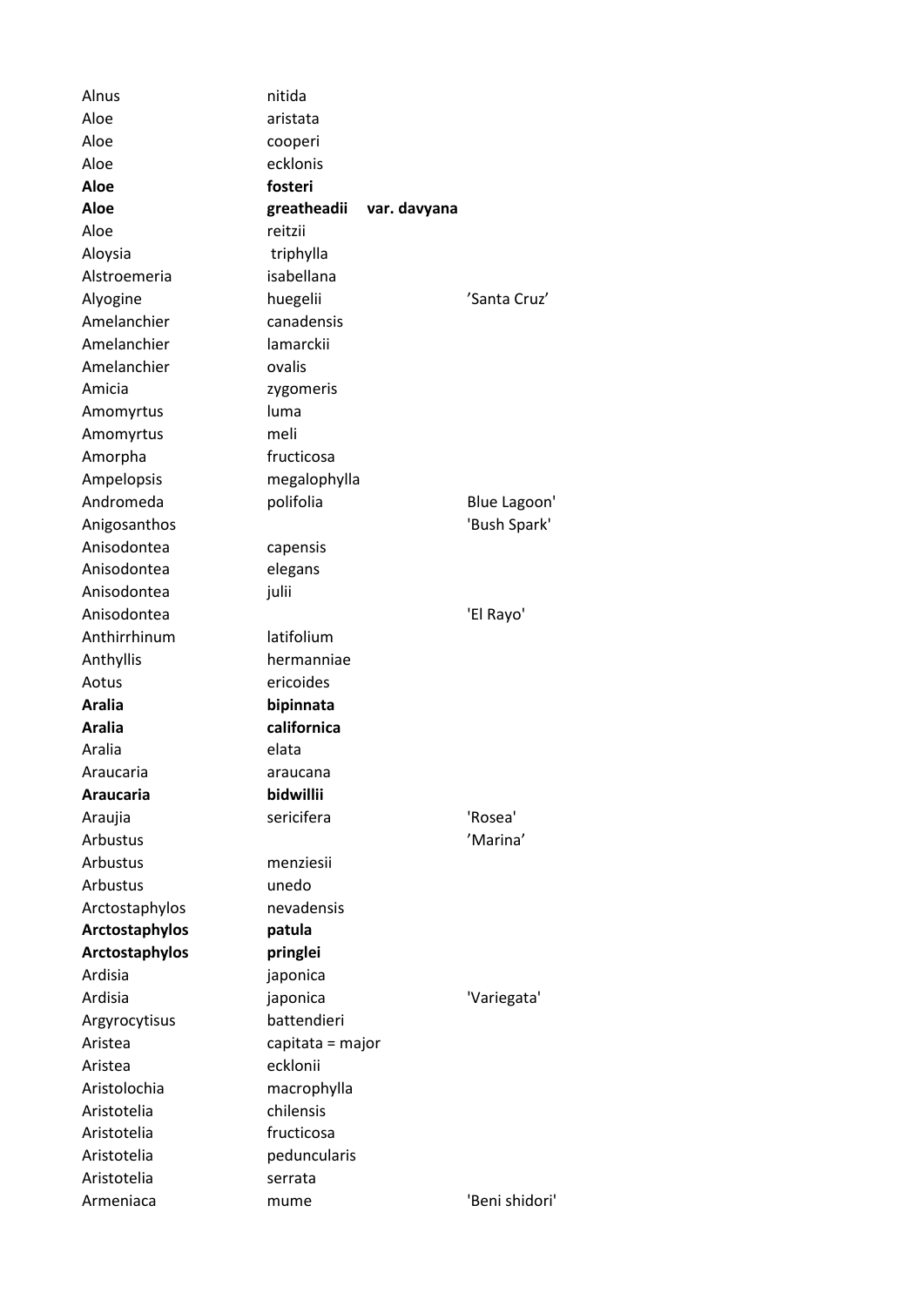| | | | |
|---|---|---|---|
| Alnus | nitida | | |
| Aloe | aristata | | |
| Aloe | cooperi | | |
| Aloe | ecklonis | | |
| **Aloe** | **fosteri** | | |
| **Aloe** | **greatheadii** | **var. davyana** | |
| Aloe | reitzii | | |
| Aloysia | triphylla | | |
| Alstroemeria | isabellana | | |
| Alyogine | huegelii | | ’Santa Cruz’ |
| Amelanchier | canadensis | | |
| Amelanchier | lamarckii | | |
| Amelanchier | ovalis | | |
| Amicia | zygomeris | | |
| Amomyrtus | luma | | |
| Amomyrtus | meli | | |
| Amorpha | fructicosa | | |
| Ampelopsis | megalophylla | | |
| Andromeda | polifolia | | Blue Lagoon' |
| Anigosanthos | | | 'Bush Spark' |
| Anisodontea | capensis | | |
| Anisodontea | elegans | | |
| Anisodontea | julii | | |
| Anisodontea | | | 'El Rayo' |
| Anthirrhinum | latifolium | | |
| Anthyllis | hermanniae | | |
| Aotus | ericoides | | |
| **Aralia** | **bipinnata** | | |
| **Aralia** | **californica** | | |
| Aralia | elata | | |
| Araucaria | araucana | | |
| **Araucaria** | **bidwillii** | | |
| Araujia | sericifera | | 'Rosea' |
| Arbustus | | | ’Marina’ |
| Arbustus | menziesii | | |
| Arbustus | unedo | | |
| Arctostaphylos | nevadensis | | |
| **Arctostaphylos** | **patula** | | |
| **Arctostaphylos** | **pringlei** | | |
| Ardisia | japonica | | |
| Ardisia | japonica | | 'Variegata' |
| Argyrocytisus | battendieri | | |
| Aristea | capitata = major | | |
| Aristea | ecklonii | | |
| Aristolochia | macrophylla | | |
| Aristotelia | chilensis | | |
| Aristotelia | fructicosa | | |
| Aristotelia | peduncularis | | |
| Aristotelia | serrata | | |
| Armeniaca | mume | | 'Beni shidori' |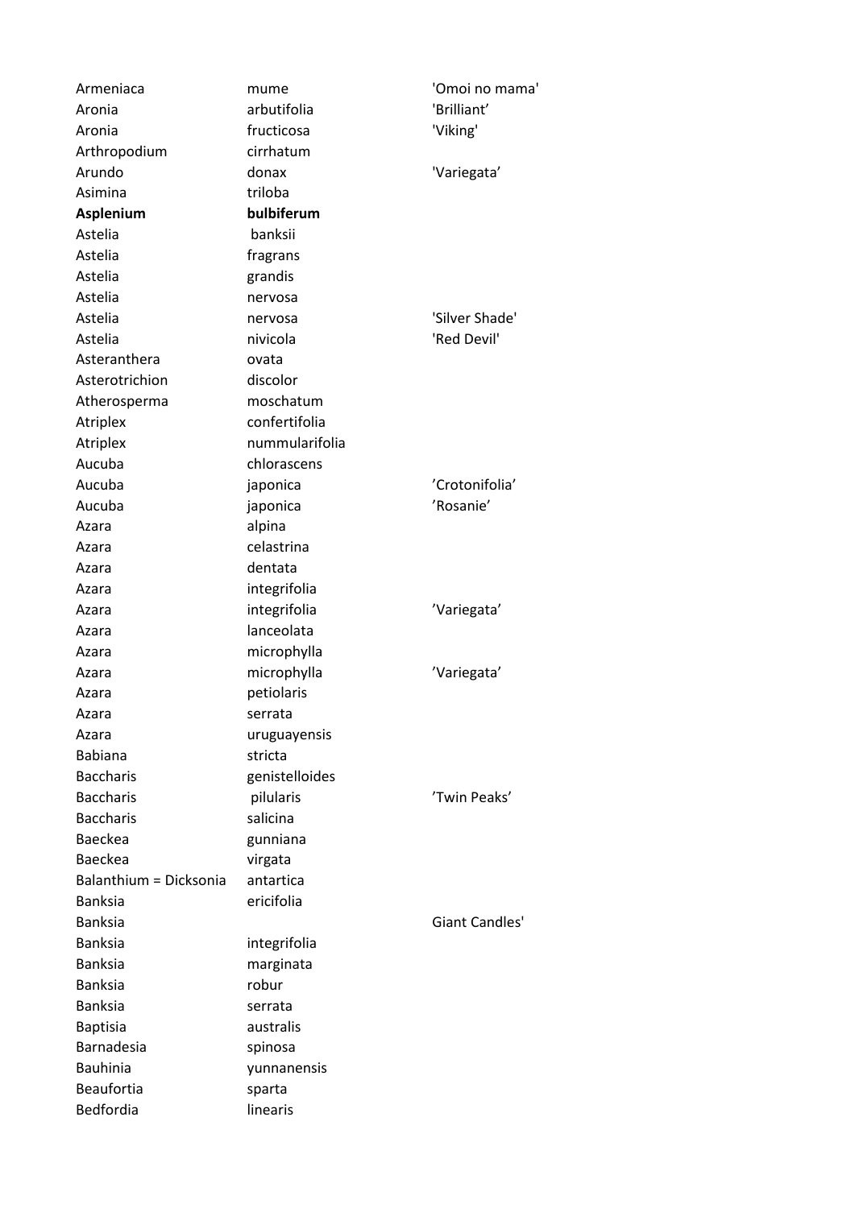| | | |
|---|---|---|
| Armeniaca | mume | 'Omoi no mama' |
| Aronia | arbutifolia | 'Brilliant’ |
| Aronia | fructicosa | 'Viking' |
| Arthropodium | cirrhatum | |
| Arundo | donax | 'Variegata’ |
| Asimina | triloba | |
| **Asplenium** | **bulbiferum** | |
| Astelia | banksii | |
| Astelia | fragrans | |
| Astelia | grandis | |
| Astelia | nervosa | |
| Astelia | nervosa | 'Silver Shade' |
| Astelia | nivicola | 'Red Devil' |
| Asteranthera | ovata | |
| Asterotrichion | discolor | |
| Atherosperma | moschatum | |
| Atriplex | confertifolia | |
| Atriplex | nummularifolia | |
| Aucuba | chlorascens | |
| Aucuba | japonica | ’Crotonifolia’ |
| Aucuba | japonica | ’Rosanie’ |
| Azara | alpina | |
| Azara | celastrina | |
| Azara | dentata | |
| Azara | integrifolia | |
| Azara | integrifolia | ’Variegata’ |
| Azara | lanceolata | |
| Azara | microphylla | |
| Azara | microphylla | ’Variegata’ |
| Azara | petiolaris | |
| Azara | serrata | |
| Azara | uruguayensis | |
| Babiana | stricta | |
| Baccharis | genistelloides | |
| Baccharis | pilularis | ’Twin Peaks’ |
| Baccharis | salicina | |
| Baeckea | gunniana | |
| Baeckea | virgata | |
| Balanthium = Dicksonia | antartica | |
| Banksia | ericifolia | |
| Banksia | | Giant Candles' |
| Banksia | integrifolia | |
| Banksia | marginata | |
| Banksia | robur | |
| Banksia | serrata | |
| Baptisia | australis | |
| Barnadesia | spinosa | |
| Bauhinia | yunnanensis | |
| Beaufortia | sparta | |
| Bedfordia | linearis | |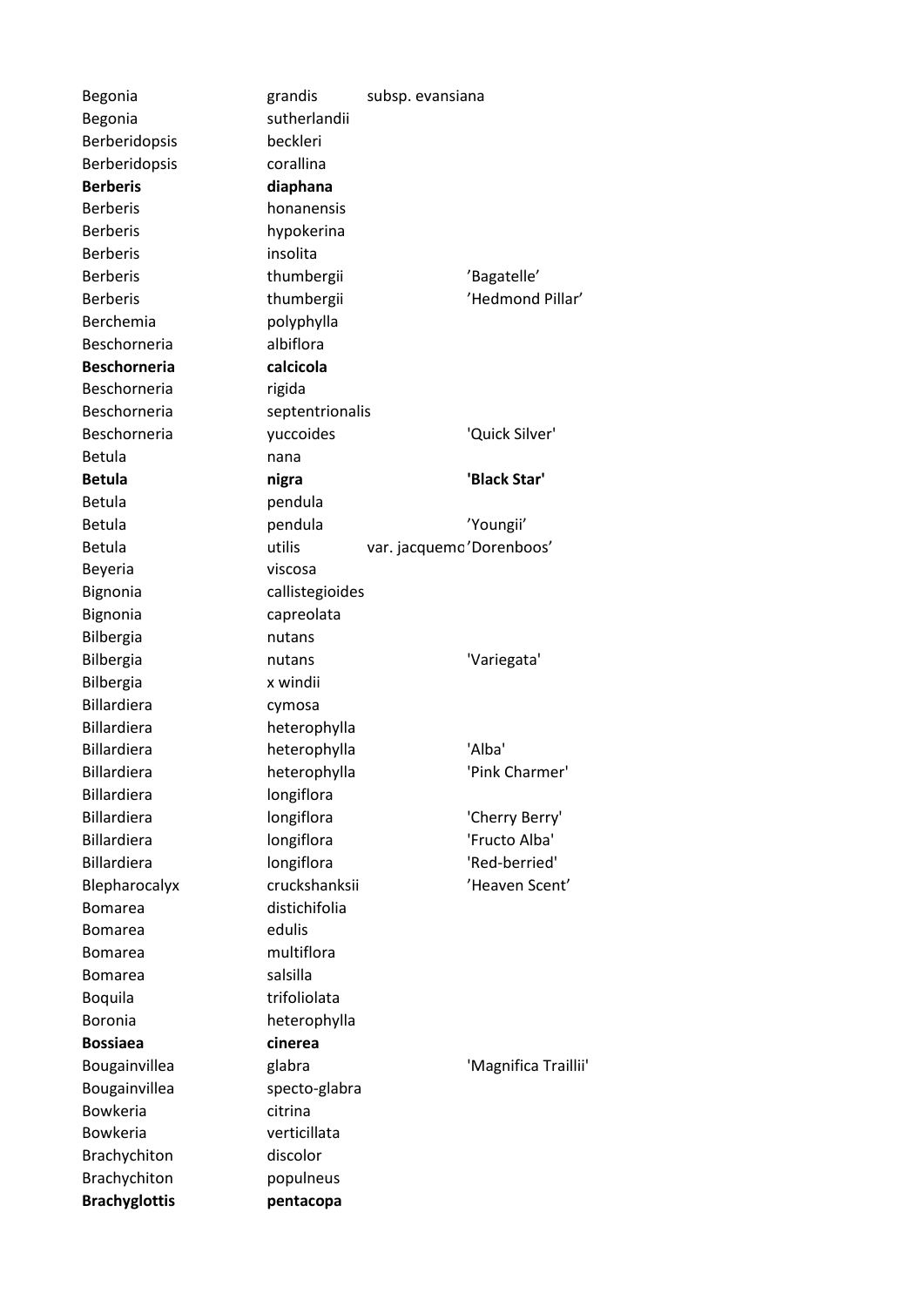| | | | |
|---|---|---|---|
| Begonia | grandis | subsp. evansiana | |
| Begonia | sutherlandii | | |
| Berberidopsis | beckleri | | |
| Berberidopsis | corallina | | |
| **Berberis** | **diaphana** | | |
| Berberis | honanensis | | |
| Berberis | hypokerina | | |
| Berberis | insolita | | |
| Berberis | thumbergii | | 'Bagatelle' |
| Berberis | thumbergii | | 'Hedmond Pillar' |
| Berchemia | polyphylla | | |
| Beschorneria | albiflora | | |
| **Beschorneria** | **calcicola** | | |
| Beschorneria | rigida | | |
| Beschorneria | septentrionalis | | |
| Beschorneria | yuccoides | | 'Quick Silver' |
| Betula | nana | | |
| **Betula** | **nigra** | | **'Black Star'** |
| Betula | pendula | | |
| Betula | pendula | | 'Youngii' |
| Betula | utilis | var. jacquemo | 'Dorenboos' |
| Beyeria | viscosa | | |
| Bignonia | callistegioides | | |
| Bignonia | capreolata | | |
| Bilbergia | nutans | | |
| Bilbergia | nutans | | 'Variegata' |
| Bilbergia | x windii | | |
| Billardiera | cymosa | | |
| Billardiera | heterophylla | | |
| Billardiera | heterophylla | | 'Alba' |
| Billardiera | heterophylla | | 'Pink Charmer' |
| Billardiera | longiflora | | |
| Billardiera | longiflora | | 'Cherry Berry' |
| Billardiera | longiflora | | 'Fructo Alba' |
| Billardiera | longiflora | | 'Red-berried' |
| Blepharocalyx | cruckshanksii | | 'Heaven Scent' |
| Bomarea | distichifolia | | |
| Bomarea | edulis | | |
| Bomarea | multiflora | | |
| Bomarea | salsilla | | |
| Boquila | trifoliolata | | |
| Boronia | heterophylla | | |
| **Bossiaea** | **cinerea** | | |
| Bougainvillea | glabra | | 'Magnifica Traillii' |
| Bougainvillea | specto-glabra | | |
| Bowkeria | citrina | | |
| Bowkeria | verticillata | | |
| Brachychiton | discolor | | |
| Brachychiton | populneus | | |
| **Brachyglottis** | **pentacopa** | | |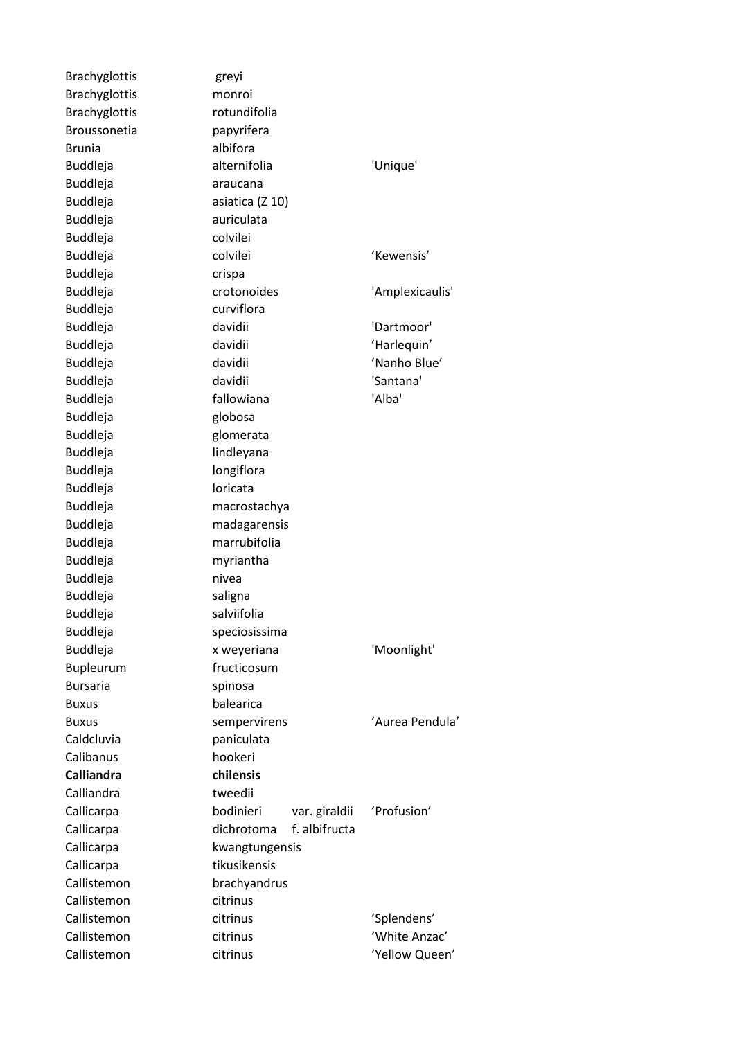| | | | |
|---|---|---|---|
| Brachyglottis | greyi | | |
| Brachyglottis | monroi | | |
| Brachyglottis | rotundifolia | | |
| Broussonetia | papyrifera | | |
| Brunia | albifora | | |
| Buddleja | alternifolia | | 'Unique' |
| Buddleja | araucana | | |
| Buddleja | asiatica (Z 10) | | |
| Buddleja | auriculata | | |
| Buddleja | colvilei | | |
| Buddleja | colvilei | | 'Kewensis' |
| Buddleja | crispa | | |
| Buddleja | crotonoides | | 'Amplexicaulis' |
| Buddleja | curviflora | | |
| Buddleja | davidii | | 'Dartmoor' |
| Buddleja | davidii | | 'Harlequin' |
| Buddleja | davidii | | 'Nanho Blue' |
| Buddleja | davidii | | 'Santana' |
| Buddleja | fallowiana | | 'Alba' |
| Buddleja | globosa | | |
| Buddleja | glomerata | | |
| Buddleja | lindleyana | | |
| Buddleja | longiflora | | |
| Buddleja | loricata | | |
| Buddleja | macrostachya | | |
| Buddleja | madagarensis | | |
| Buddleja | marrubifolia | | |
| Buddleja | myriantha | | |
| Buddleja | nivea | | |
| Buddleja | saligna | | |
| Buddleja | salviifolia | | |
| Buddleja | speciosissima | | |
| Buddleja | x weyeriana | | 'Moonlight' |
| Bupleurum | fructicosum | | |
| Bursaria | spinosa | | |
| Buxus | balearica | | |
| Buxus | sempervirens | | 'Aurea Pendula' |
| Caldcluvia | paniculata | | |
| Calibanus | hookeri | | |
| **Calliandra** | **chilensis** | | |
| Calliandra | tweedii | | |
| Callicarpa | bodinieri | var. giraldii | 'Profusion' |
| Callicarpa | dichrotoma | f. albifructa | |
| Callicarpa | kwangtungensis | | |
| Callicarpa | tikusikensis | | |
| Callistemon | brachyandrus | | |
| Callistemon | citrinus | | |
| Callistemon | citrinus | | 'Splendens' |
| Callistemon | citrinus | | 'White Anzac' |
| Callistemon | citrinus | | 'Yellow Queen' |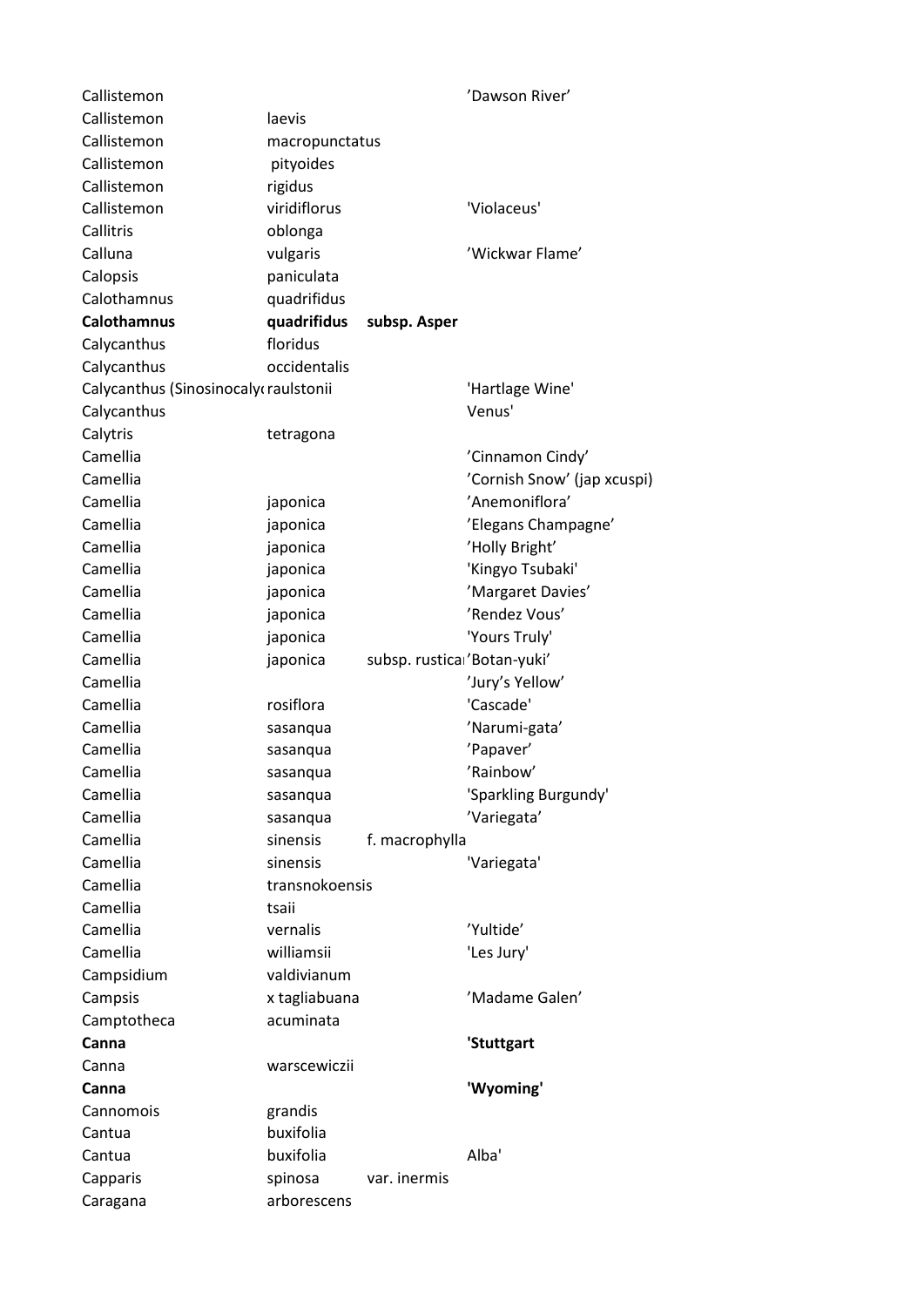| | | | |
|---|---|---|---|
| Callistemon | | | 'Dawson River' |
| Callistemon | laevis | | |
| Callistemon | macropunctatus | | |
| Callistemon | pityoides | | |
| Callistemon | rigidus | | |
| Callistemon | viridiflorus | | 'Violaceus' |
| Callitris | oblonga | | |
| Calluna | vulgaris | | 'Wickwar Flame' |
| Calopsis | paniculata | | |
| Calothamnus | quadrifidus | | |
| **Calothamnus** | **quadrifidus** | **subsp. Asper** | |
| Calycanthus | floridus | | |
| Calycanthus | occidentalis | | |
| Calycanthus (Sinosinocaly | raulstonii | | 'Hartlage Wine' |
| Calycanthus | | | Venus' |
| Calytris | tetragona | | |
| Camellia | | | 'Cinnamon Cindy' |
| Camellia | | | 'Cornish Snow' (jap xcuspi) |
| Camellia | japonica | | 'Anemoniflora' |
| Camellia | japonica | | 'Elegans Champagne' |
| Camellia | japonica | | 'Holly Bright' |
| Camellia | japonica | | 'Kingyo Tsubaki' |
| Camellia | japonica | | 'Margaret Davies' |
| Camellia | japonica | | 'Rendez Vous' |
| Camellia | japonica | | 'Yours Truly' |
| Camellia | japonica | subsp. rustica | 'Botan-yuki' |
| Camellia | | | 'Jury's Yellow' |
| Camellia | rosiflora | | 'Cascade' |
| Camellia | sasanqua | | 'Narumi-gata' |
| Camellia | sasanqua | | 'Papaver' |
| Camellia | sasanqua | | 'Rainbow' |
| Camellia | sasanqua | | 'Sparkling Burgundy' |
| Camellia | sasanqua | | 'Variegata' |
| Camellia | sinensis | f. macrophylla | |
| Camellia | sinensis | | 'Variegata' |
| Camellia | transnokoensis | | |
| Camellia | tsaii | | |
| Camellia | vernalis | | 'Yultide' |
| Camellia | williamsii | | 'Les Jury' |
| Campsidium | valdivianum | | |
| Campsis | x tagliabuana | | 'Madame Galen' |
| Camptotheca | acuminata | | |
| **Canna** | | | **'Stuttgart** |
| Canna | warscewiczii | | |
| **Canna** | | | **'Wyoming'** |
| Cannomois | grandis | | |
| Cantua | buxifolia | | |
| Cantua | buxifolia | | Alba' |
| Capparis | spinosa | var. inermis | |
| Caragana | arborescens | | |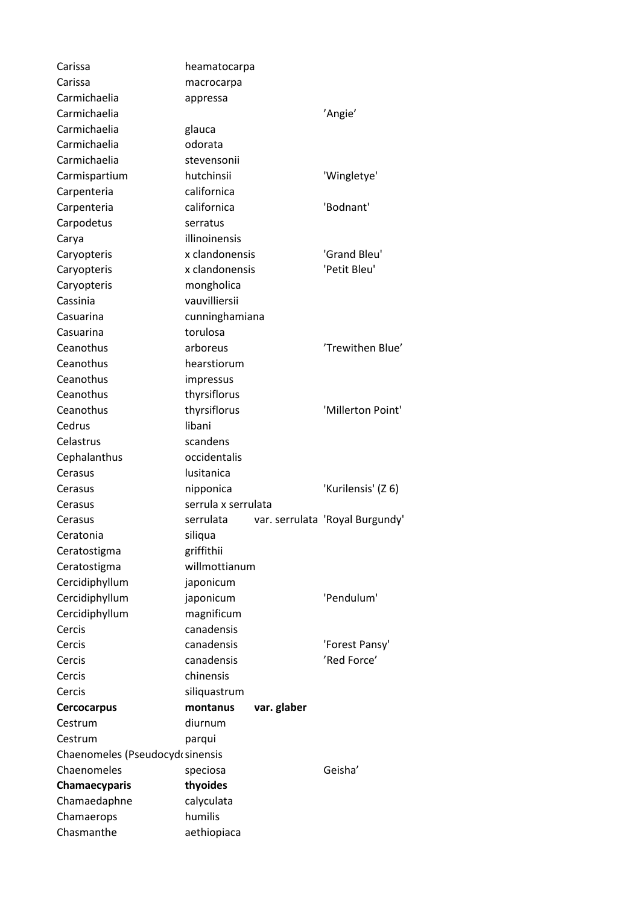| | | | |
|---|---|---|---|
| Carissa | heamatocarpa | | |
| Carissa | macrocarpa | | |
| Carmichaelia | appressa | | |
| Carmichaelia | | | ’Angie’ |
| Carmichaelia | glauca | | |
| Carmichaelia | odorata | | |
| Carmichaelia | stevensonii | | |
| Carmispartium | hutchinsii | | 'Wingletye' |
| Carpenteria | californica | | |
| Carpenteria | californica | | 'Bodnant' |
| Carpodetus | serratus | | |
| Carya | illinoinensis | | |
| Caryopteris | x clandonensis | | 'Grand Bleu' |
| Caryopteris | x clandonensis | | 'Petit Bleu' |
| Caryopteris | mongholica | | |
| Cassinia | vauvilliersii | | |
| Casuarina | cunninghamiana | | |
| Casuarina | torulosa | | |
| Ceanothus | arboreus | | ’Trewithen Blue’ |
| Ceanothus | hearstiorum | | |
| Ceanothus | impressus | | |
| Ceanothus | thyrsiflorus | | |
| Ceanothus | thyrsiflorus | | 'Millerton Point' |
| Cedrus | libani | | |
| Celastrus | scandens | | |
| Cephalanthus | occidentalis | | |
| Cerasus | lusitanica | | |
| Cerasus | nipponica | | 'Kurilensis' (Z 6) |
| Cerasus | serrula x serrulata | | |
| Cerasus | serrulata | var. serrulata | 'Royal Burgundy' |
| Ceratonia | siliqua | | |
| Ceratostigma | griffithii | | |
| Ceratostigma | willmottianum | | |
| Cercidiphyllum | japonicum | | |
| Cercidiphyllum | japonicum | | 'Pendulum' |
| Cercidiphyllum | magnificum | | |
| Cercis | canadensis | | |
| Cercis | canadensis | | 'Forest Pansy' |
| Cercis | canadensis | | ’Red Force’ |
| Cercis | chinensis | | |
| Cercis | siliquastrum | | |
| **Cercocarpus** | **montanus** | **var. glaber** | |
| Cestrum | diurnum | | |
| Cestrum | parqui | | |
| Chaenomeles (Pseudocyd | sinensis | | |
| Chaenomeles | speciosa | | Geisha’ |
| **Chamaecyparis** | **thyoides** | | |
| Chamaedaphne | calyculata | | |
| Chamaerops | humilis | | |
| Chasmanthe | aethiopiaca | | |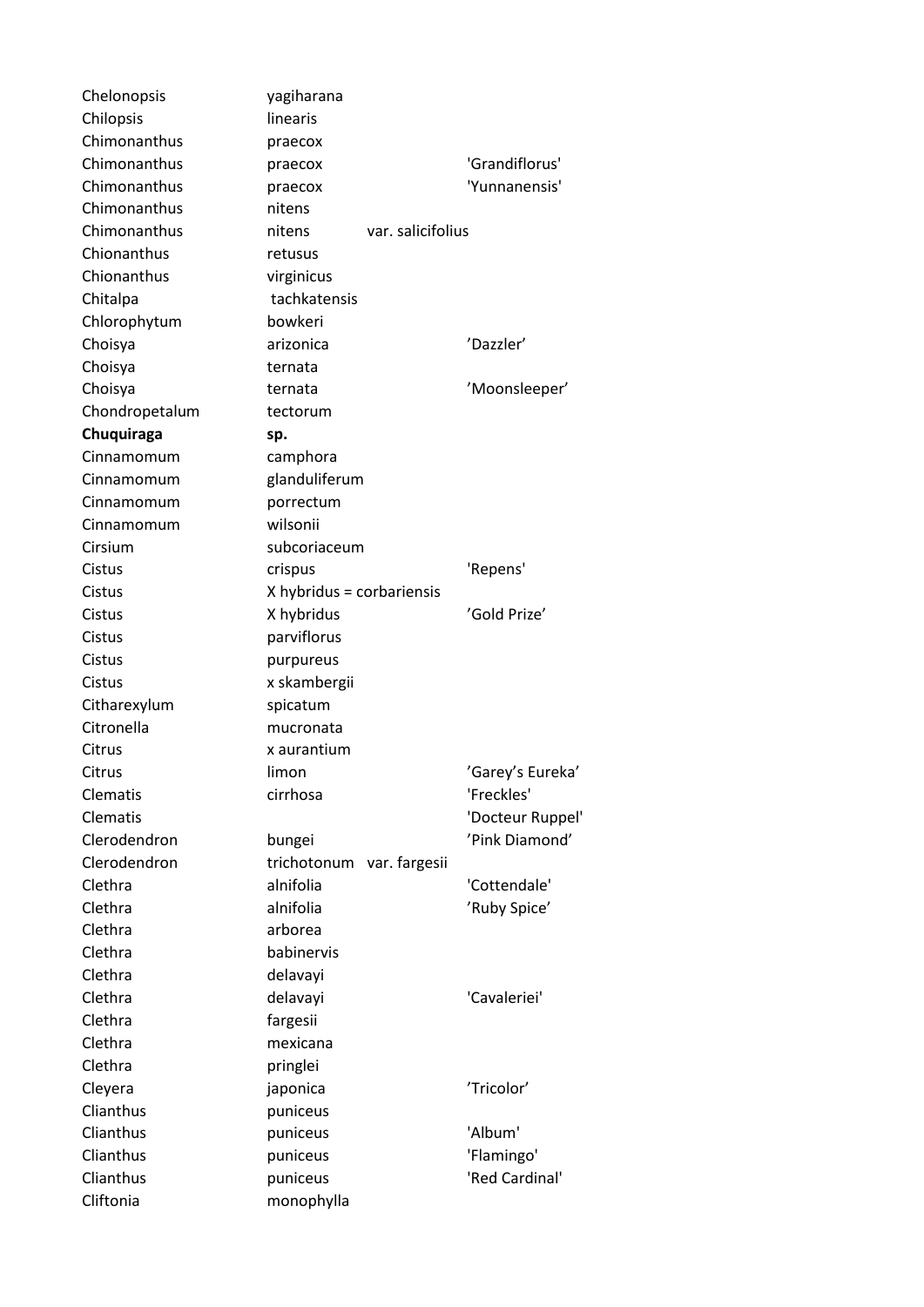| | | | |
|---|---|---|---|
| Chelonopsis | yagiharana | | |
| Chilopsis | linearis | | |
| Chimonanthus | praecox | | |
| Chimonanthus | praecox | | 'Grandiflorus' |
| Chimonanthus | praecox | | 'Yunnanensis' |
| Chimonanthus | nitens | | |
| Chimonanthus | nitens | var. salicifolius | |
| Chionanthus | retusus | | |
| Chionanthus | virginicus | | |
| Chitalpa | tachkatensis | | |
| Chlorophytum | bowkeri | | |
| Choisya | arizonica | | 'Dazzler' |
| Choisya | ternata | | |
| Choisya | ternata | | 'Moonsleeper' |
| Chondropetalum | tectorum | | |
| **Chuquiraga** | **sp.** | | |
| Cinnamomum | camphora | | |
| Cinnamomum | glanduliferum | | |
| Cinnamomum | porrectum | | |
| Cinnamomum | wilsonii | | |
| Cirsium | subcoriaceum | | |
| Cistus | crispus | | 'Repens' |
| Cistus | X hybridus = corbariensis | | |
| Cistus | X hybridus | | 'Gold Prize' |
| Cistus | parviflorus | | |
| Cistus | purpureus | | |
| Cistus | x skambergii | | |
| Citharexylum | spicatum | | |
| Citronella | mucronata | | |
| Citrus | x aurantium | | |
| Citrus | limon | | 'Garey's Eureka' |
| Clematis | cirrhosa | | 'Freckles' |
| Clematis | | | 'Docteur Ruppel' |
| Clerodendron | bungei | | 'Pink Diamond' |
| Clerodendron | trichotonum | var. fargesii | |
| Clethra | alnifolia | | 'Cottendale' |
| Clethra | alnifolia | | 'Ruby Spice' |
| Clethra | arborea | | |
| Clethra | babinervis | | |
| Clethra | delavayi | | |
| Clethra | delavayi | | 'Cavaleriei' |
| Clethra | fargesii | | |
| Clethra | mexicana | | |
| Clethra | pringlei | | |
| Cleyera | japonica | | 'Tricolor' |
| Clianthus | puniceus | | |
| Clianthus | puniceus | | 'Album' |
| Clianthus | puniceus | | 'Flamingo' |
| Clianthus | puniceus | | 'Red Cardinal' |
| Cliftonia | monophylla | | |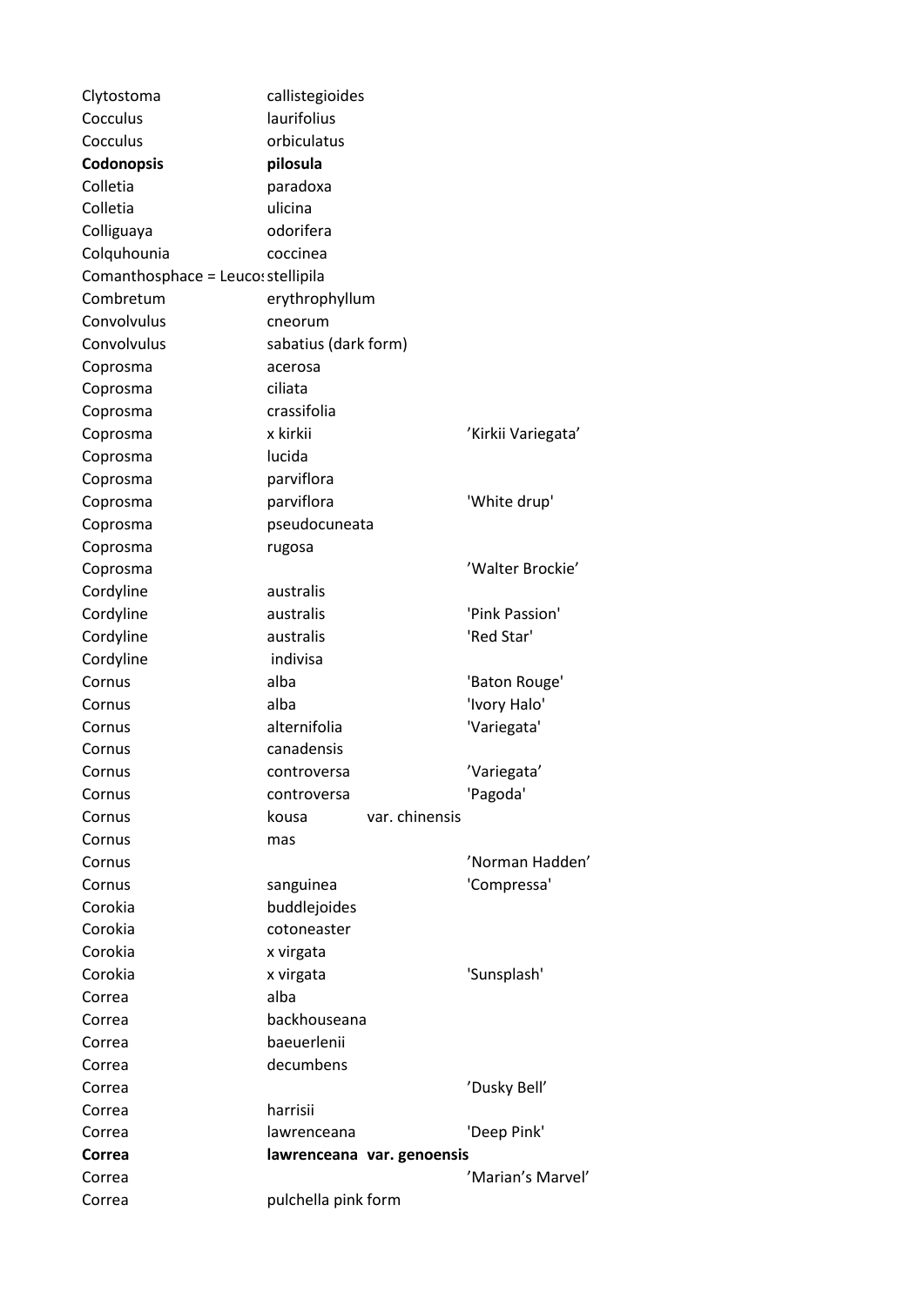| | | | |
|---|---|---|---|
| Clytostoma | callistegioides | | |
| Cocculus | laurifolius | | |
| Cocculus | orbiculatus | | |
| **Codonopsis** | **pilosula** | | |
| Colletia | paradoxa | | |
| Colletia | ulicina | | |
| Colliguaya | odorifera | | |
| Colquhounia | coccinea | | |
| Comanthosphace = Leucos | stellipila | | |
| Combretum | erythrophyllum | | |
| Convolvulus | cneorum | | |
| Convolvulus | sabatius (dark form) | | |
| Coprosma | acerosa | | |
| Coprosma | ciliata | | |
| Coprosma | crassifolia | | |
| Coprosma | x kirkii | | 'Kirkii Variegata' |
| Coprosma | lucida | | |
| Coprosma | parviflora | | |
| Coprosma | parviflora | | 'White drup' |
| Coprosma | pseudocuneata | | |
| Coprosma | rugosa | | |
| Coprosma | | | 'Walter Brockie' |
| Cordyline | australis | | |
| Cordyline | australis | | 'Pink Passion' |
| Cordyline | australis | | 'Red Star' |
| Cordyline | indivisa | | |
| Cornus | alba | | 'Baton Rouge' |
| Cornus | alba | | 'Ivory Halo' |
| Cornus | alternifolia | | 'Variegata' |
| Cornus | canadensis | | |
| Cornus | controversa | | 'Variegata' |
| Cornus | controversa | | 'Pagoda' |
| Cornus | kousa | var. chinensis | |
| Cornus | mas | | |
| Cornus | | | 'Norman Hadden' |
| Cornus | sanguinea | | 'Compressa' |
| Corokia | buddlejoides | | |
| Corokia | cotoneaster | | |
| Corokia | x virgata | | |
| Corokia | x virgata | | 'Sunsplash' |
| Correa | alba | | |
| Correa | backhouseana | | |
| Correa | baeuerlenii | | |
| Correa | decumbens | | |
| Correa | | | 'Dusky Bell' |
| Correa | harrisii | | |
| Correa | lawrenceana | | 'Deep Pink' |
| **Correa** | **lawrenceana** | **var. genoensis** | |
| Correa | | | 'Marian's Marvel' |
| Correa | pulchella pink form | | |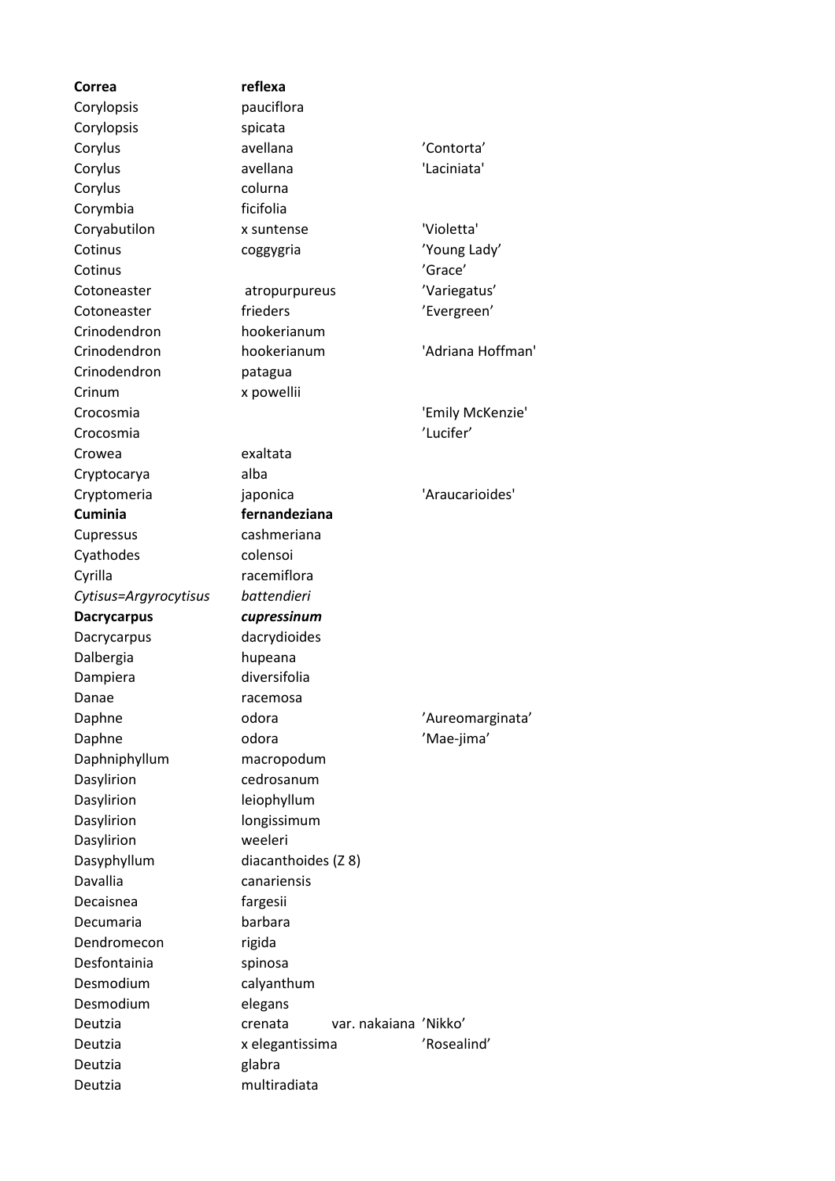| | | |
|---|---|---|
| **Correa** | **reflexa** | |
| Corylopsis | pauciflora | |
| Corylopsis | spicata | |
| Corylus | avellana | ’Contorta’ |
| Corylus | avellana | 'Laciniata' |
| Corylus | colurna | |
| Corymbia | ficifolia | |
| Coryabutilon | x suntense | 'Violetta' |
| Cotinus | coggygria | ’Young Lady’ |
| Cotinus | | ’Grace’ |
| Cotoneaster | atropurpureus | ’Variegatus’ |
| Cotoneaster | frieders | ’Evergreen’ |
| Crinodendron | hookerianum | |
| Crinodendron | hookerianum | 'Adriana Hoffman' |
| Crinodendron | patagua | |
| Crinum | x powellii | |
| Crocosmia | | 'Emily McKenzie' |
| Crocosmia | | ’Lucifer’ |
| Crowea | exaltata | |
| Cryptocarya | alba | |
| Cryptomeria | japonica | 'Araucarioides' |
| **Cuminia** | **fernandeziana** | |
| Cupressus | cashmeriana | |
| Cyathodes | colensoi | |
| Cyrilla | racemiflora | |
| *Cytisus=Argyrocytisus* | *battendieri* | |
| **Dacrycarpus** | ***cupressinum*** | |
| Dacrycarpus | dacrydioides | |
| Dalbergia | hupeana | |
| Dampiera | diversifolia | |
| Danae | racemosa | |
| Daphne | odora | ’Aureomarginata’ |
| Daphne | odora | ’Mae-jima’ |
| Daphniphyllum | macropodum | |
| Dasylirion | cedrosanum | |
| Dasylirion | leiophyllum | |
| Dasylirion | longissimum | |
| Dasylirion | weeleri | |
| Dasyphyllum | diacanthoides (Z 8) | |
| Davallia | canariensis | |
| Decaisnea | fargesii | |
| Decumaria | barbara | |
| Dendromecon | rigida | |
| Desfontainia | spinosa | |
| Desmodium | calyanthum | |
| Desmodium | elegans | |
| Deutzia | crenata var. nakaiana | ’Nikko’ |
| Deutzia | x elegantissima | ’Rosealind’ |
| Deutzia | glabra | |
| Deutzia | multiradiata | |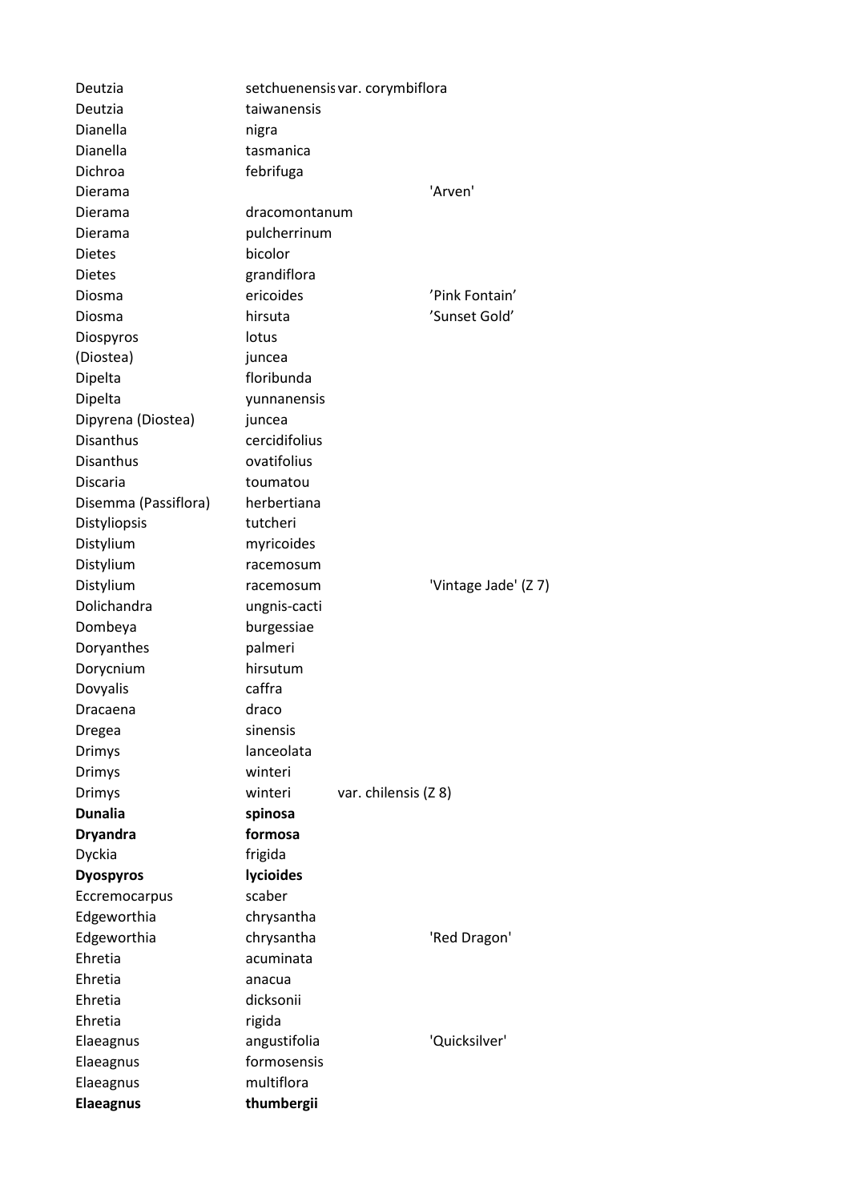| | | | |
|---|---|---|---|
| Deutzia | setchuenensis | var. corymbiflora | |
| Deutzia | taiwanensis | | |
| Dianella | nigra | | |
| Dianella | tasmanica | | |
| Dichroa | febrifuga | | |
| Dierama | | | 'Arven' |
| Dierama | dracomontanum | | |
| Dierama | pulcherrinum | | |
| Dietes | bicolor | | |
| Dietes | grandiflora | | |
| Diosma | ericoides | | 'Pink Fontain' |
| Diosma | hirsuta | | 'Sunset Gold' |
| Diospyros | lotus | | |
| (Diostea) | juncea | | |
| Dipelta | floribunda | | |
| Dipelta | yunnanensis | | |
| Dipyrena (Diostea) | juncea | | |
| Disanthus | cercidifolius | | |
| Disanthus | ovatifolius | | |
| Discaria | toumatou | | |
| Disemma (Passiflora) | herbertiana | | |
| Distyliopsis | tutcheri | | |
| Distylium | myricoides | | |
| Distylium | racemosum | | |
| Distylium | racemosum | | 'Vintage Jade' (Z 7) |
| Dolichandra | ungnis-cacti | | |
| Dombeya | burgessiae | | |
| Doryanthes | palmeri | | |
| Dorycnium | hirsutum | | |
| Dovyalis | caffra | | |
| Dracaena | draco | | |
| Dregea | sinensis | | |
| Drimys | lanceolata | | |
| Drimys | winteri | | |
| Drimys | winteri | var. chilensis (Z 8) | |
| **Dunalia** | **spinosa** | | |
| **Dryandra** | **formosa** | | |
| Dyckia | frigida | | |
| **Dyospyros** | **lycioides** | | |
| Eccremocarpus | scaber | | |
| Edgeworthia | chrysantha | | |
| Edgeworthia | chrysantha | | 'Red Dragon' |
| Ehretia | acuminata | | |
| Ehretia | anacua | | |
| Ehretia | dicksonii | | |
| Ehretia | rigida | | |
| Elaeagnus | angustifolia | | 'Quicksilver' |
| Elaeagnus | formosensis | | |
| Elaeagnus | multiflora | | |
| **Elaeagnus** | **thumbergii** | | |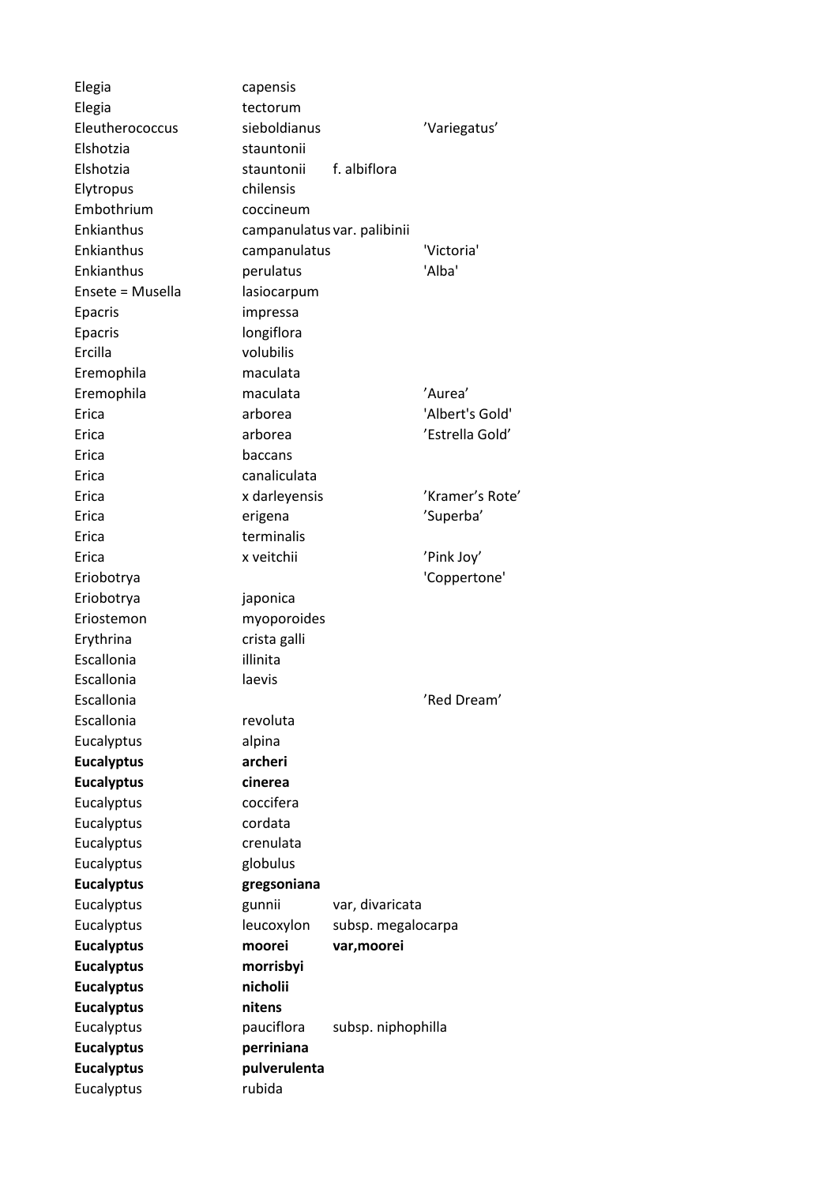| | | | |
|---|---|---|---|
| Elegia | capensis | | |
| Elegia | tectorum | | |
| Eleutherococcus | sieboldianus | | ’Variegatus’ |
| Elshotzia | stauntonii | | |
| Elshotzia | stauntonii | f. albiflora | |
| Elytropus | chilensis | | |
| Embothrium | coccineum | | |
| Enkianthus | campanulatus | var. palibinii | |
| Enkianthus | campanulatus | | 'Victoria' |
| Enkianthus | perulatus | | 'Alba' |
| Ensete = Musella | lasiocarpum | | |
| Epacris | impressa | | |
| Epacris | longiflora | | |
| Ercilla | volubilis | | |
| Eremophila | maculata | | |
| Eremophila | maculata | | ’Aurea’ |
| Erica | arborea | | 'Albert's Gold' |
| Erica | arborea | | ’Estrella Gold’ |
| Erica | baccans | | |
| Erica | canaliculata | | |
| Erica | x darleyensis | | ’Kramer’s Rote’ |
| Erica | erigena | | ’Superba’ |
| Erica | terminalis | | |
| Erica | x veitchii | | ’Pink Joy’ |
| Eriobotrya | | | 'Coppertone' |
| Eriobotrya | japonica | | |
| Eriostemon | myoporoides | | |
| Erythrina | crista galli | | |
| Escallonia | illinita | | |
| Escallonia | laevis | | |
| Escallonia | | | ’Red Dream’ |
| Escallonia | revoluta | | |
| Eucalyptus | alpina | | |
| **Eucalyptus** | **archeri** | | |
| **Eucalyptus** | **cinerea** | | |
| Eucalyptus | coccifera | | |
| Eucalyptus | cordata | | |
| Eucalyptus | crenulata | | |
| Eucalyptus | globulus | | |
| **Eucalyptus** | **gregsoniana** | | |
| Eucalyptus | gunnii | var, divaricata | |
| Eucalyptus | leucoxylon | subsp. megalocarpa | |
| **Eucalyptus** | **moorei** | **var,moorei** | |
| **Eucalyptus** | **morrisbyi** | | |
| **Eucalyptus** | **nicholii** | | |
| **Eucalyptus** | **nitens** | | |
| Eucalyptus | pauciflora | subsp. niphophilla | |
| **Eucalyptus** | **perriniana** | | |
| **Eucalyptus** | **pulverulenta** | | |
| Eucalyptus | rubida | | |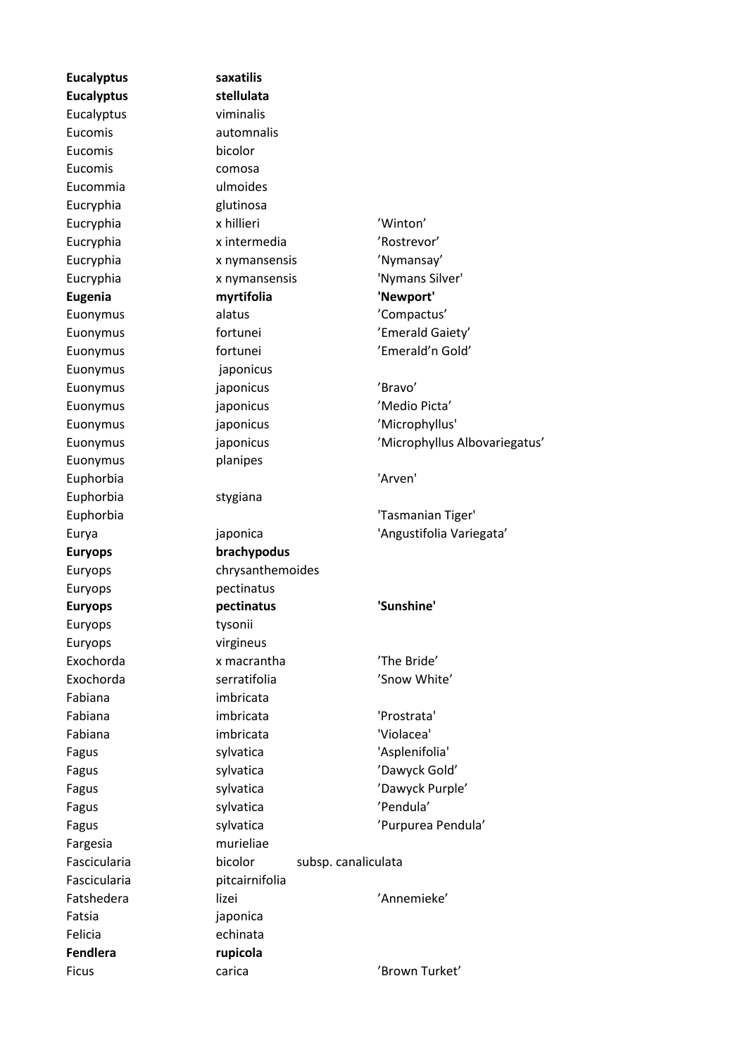| | | |
|---|---|---|
| **Eucalyptus** | **saxatilis** | |
| **Eucalyptus** | **stellulata** | |
| Eucalyptus | viminalis | |
| Eucomis | automnalis | |
| Eucomis | bicolor | |
| Eucomis | comosa | |
| Eucommia | ulmoides | |
| Eucryphia | glutinosa | |
| Eucryphia | x hillieri | 'Winton' |
| Eucryphia | x intermedia | 'Rostrevor' |
| Eucryphia | x nymansensis | 'Nymansay' |
| Eucryphia | x nymansensis | 'Nymans Silver' |
| **Eugenia** | **myrtifolia** | **'Newport'** |
| Euonymus | alatus | 'Compactus' |
| Euonymus | fortunei | 'Emerald Gaiety' |
| Euonymus | fortunei | 'Emerald'n Gold' |
| Euonymus | japonicus | |
| Euonymus | japonicus | 'Bravo' |
| Euonymus | japonicus | 'Medio Picta' |
| Euonymus | japonicus | 'Microphyllus' |
| Euonymus | japonicus | 'Microphyllus Albovariegatus' |
| Euonymus | planipes | |
| Euphorbia | | 'Arven' |
| Euphorbia | stygiana | |
| Euphorbia | | 'Tasmanian Tiger' |
| Eurya | japonica | 'Angustifolia Variegata' |
| **Euryops** | **brachypodus** | |
| Euryops | chrysanthemoides | |
| Euryops | pectinatus | |
| **Euryops** | **pectinatus** | **'Sunshine'** |
| Euryops | tysonii | |
| Euryops | virgineus | |
| Exochorda | x macrantha | 'The Bride' |
| Exochorda | serratifolia | 'Snow White' |
| Fabiana | imbricata | |
| Fabiana | imbricata | 'Prostrata' |
| Fabiana | imbricata | 'Violacea' |
| Fagus | sylvatica | 'Asplenifolia' |
| Fagus | sylvatica | 'Dawyck Gold' |
| Fagus | sylvatica | 'Dawyck Purple' |
| Fagus | sylvatica | 'Pendula' |
| Fagus | sylvatica | 'Purpurea Pendula' |
| Fargesia | murieliae | |
| Fascicularia | bicolor subsp. canaliculata | |
| Fascicularia | pitcairnifolia | |
| Fatshedera | lizei | 'Annemieke' |
| Fatsia | japonica | |
| Felicia | echinata | |
| **Fendlera** | **rupicola** | |
| Ficus | carica | 'Brown Turket' |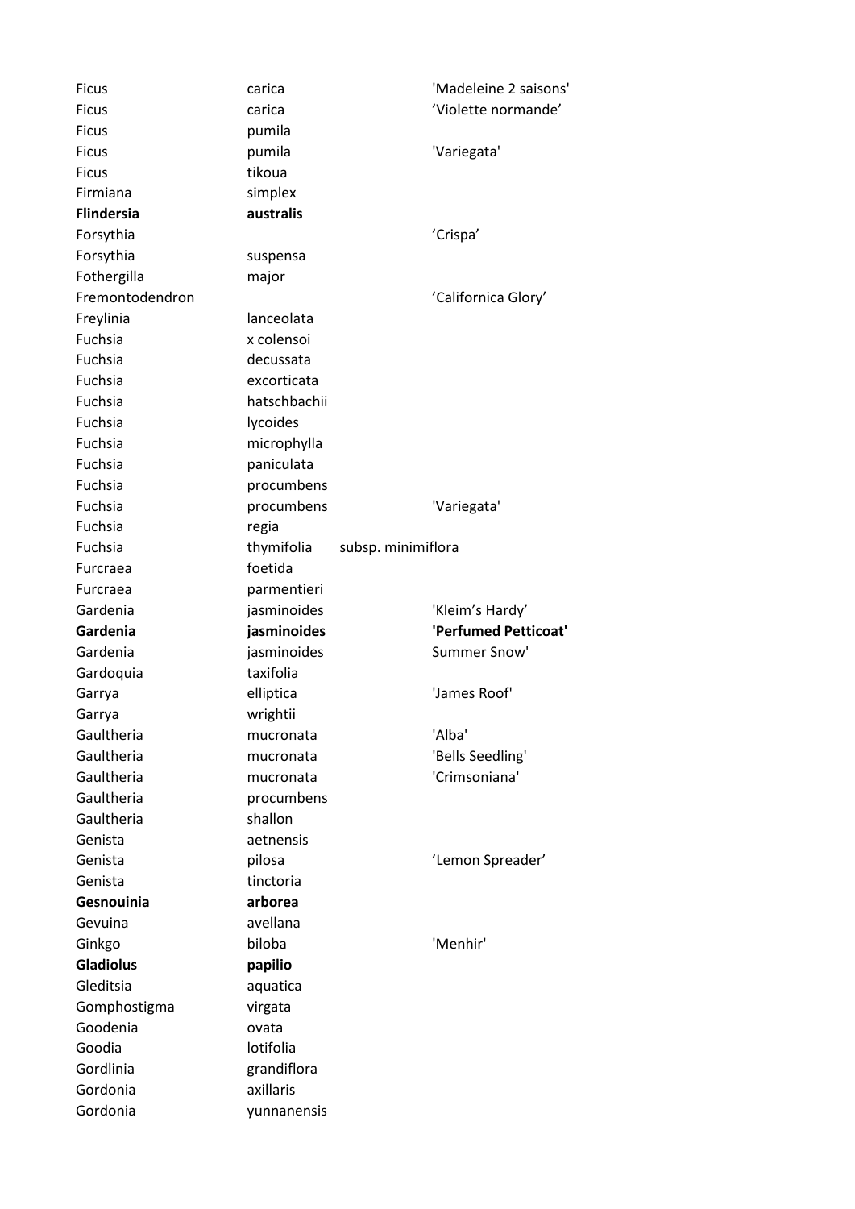| | | | |
|---|---|---|---|
| Ficus | carica | | 'Madeleine 2 saisons' |
| Ficus | carica | | ’Violette normande’ |
| Ficus | pumila | | |
| Ficus | pumila | | 'Variegata' |
| Ficus | tikoua | | |
| Firmiana | simplex | | |
| **Flindersia** | **australis** | | |
| Forsythia | | | ’Crispa’ |
| Forsythia | suspensa | | |
| Fothergilla | major | | |
| Fremontodendron | | | ’Californica Glory’ |
| Freylinia | lanceolata | | |
| Fuchsia | x colensoi | | |
| Fuchsia | decussata | | |
| Fuchsia | excorticata | | |
| Fuchsia | hatschbachii | | |
| Fuchsia | lycoides | | |
| Fuchsia | microphylla | | |
| Fuchsia | paniculata | | |
| Fuchsia | procumbens | | |
| Fuchsia | procumbens | | 'Variegata' |
| Fuchsia | regia | | |
| Fuchsia | thymifolia | subsp. minimiflora | |
| Furcraea | foetida | | |
| Furcraea | parmentieri | | |
| Gardenia | jasminoides | | 'Kleim’s Hardy’ |
| **Gardenia** | **jasminoides** | | **'Perfumed Petticoat'** |
| Gardenia | jasminoides | | Summer Snow' |
| Gardoquia | taxifolia | | |
| Garrya | elliptica | | 'James Roof' |
| Garrya | wrightii | | |
| Gaultheria | mucronata | | 'Alba' |
| Gaultheria | mucronata | | 'Bells Seedling' |
| Gaultheria | mucronata | | 'Crimsoniana' |
| Gaultheria | procumbens | | |
| Gaultheria | shallon | | |
| Genista | aetnensis | | |
| Genista | pilosa | | ’Lemon Spreader’ |
| Genista | tinctoria | | |
| **Gesnouinia** | **arborea** | | |
| Gevuina | avellana | | |
| Ginkgo | biloba | | 'Menhir' |
| **Gladiolus** | **papilio** | | |
| Gleditsia | aquatica | | |
| Gomphostigma | virgata | | |
| Goodenia | ovata | | |
| Goodia | lotifolia | | |
| Gordlinia | grandiflora | | |
| Gordonia | axillaris | | |
| Gordonia | yunnanensis | | |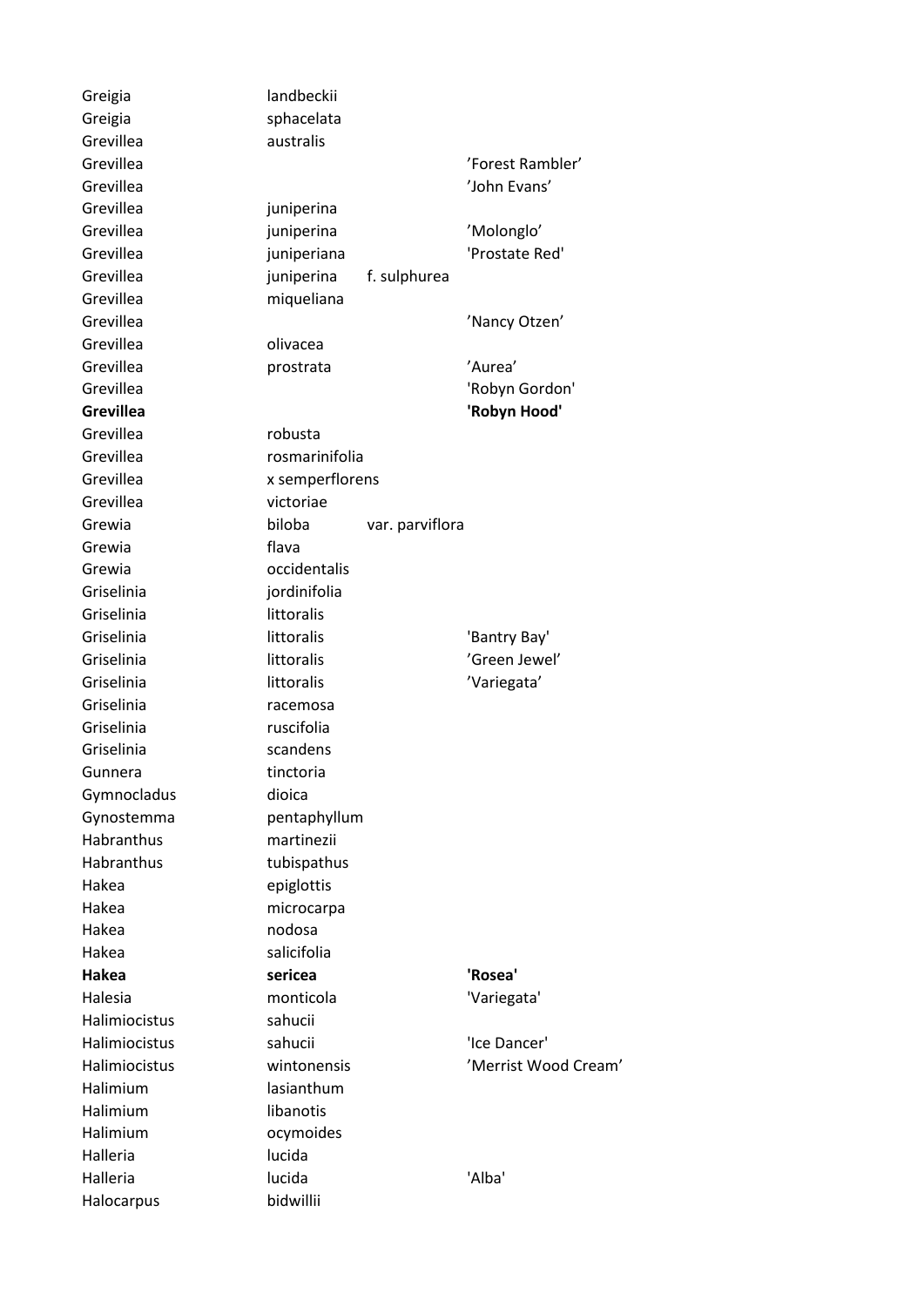| | | | |
|---|---|---|---|
| Greigia | landbeckii | | |
| Greigia | sphacelata | | |
| Grevillea | australis | | |
| Grevillea | | | ’Forest Rambler’ |
| Grevillea | | | ’John Evans’ |
| Grevillea | juniperina | | |
| Grevillea | juniperina | | ’Molonglo’ |
| Grevillea | juniperiana | | 'Prostate Red' |
| Grevillea | juniperina | f. sulphurea | |
| Grevillea | miqueliana | | |
| Grevillea | | | ’Nancy Otzen’ |
| Grevillea | olivacea | | |
| Grevillea | prostrata | | ’Aurea’ |
| Grevillea | | | 'Robyn Gordon' |
| **Grevillea** | | | **'Robyn Hood'** |
| Grevillea | robusta | | |
| Grevillea | rosmarinifolia | | |
| Grevillea | x semperflorens | | |
| Grevillea | victoriae | | |
| Grewia | biloba | var. parviflora | |
| Grewia | flava | | |
| Grewia | occidentalis | | |
| Griselinia | jordinifolia | | |
| Griselinia | littoralis | | |
| Griselinia | littoralis | | 'Bantry Bay' |
| Griselinia | littoralis | | ’Green Jewel’ |
| Griselinia | littoralis | | ’Variegata’ |
| Griselinia | racemosa | | |
| Griselinia | ruscifolia | | |
| Griselinia | scandens | | |
| Gunnera | tinctoria | | |
| Gymnocladus | dioica | | |
| Gynostemma | pentaphyllum | | |
| Habranthus | martinezii | | |
| Habranthus | tubispathus | | |
| Hakea | epiglottis | | |
| Hakea | microcarpa | | |
| Hakea | nodosa | | |
| Hakea | salicifolia | | |
| **Hakea** | **sericea** | | **'Rosea'** |
| Halesia | monticola | | 'Variegata' |
| Halimiocistus | sahucii | | |
| Halimiocistus | sahucii | | 'Ice Dancer' |
| Halimiocistus | wintonensis | | ’Merrist Wood Cream’ |
| Halimium | lasianthum | | |
| Halimium | libanotis | | |
| Halimium | ocymoides | | |
| Halleria | lucida | | |
| Halleria | lucida | | 'Alba' |
| Halocarpus | bidwillii | | |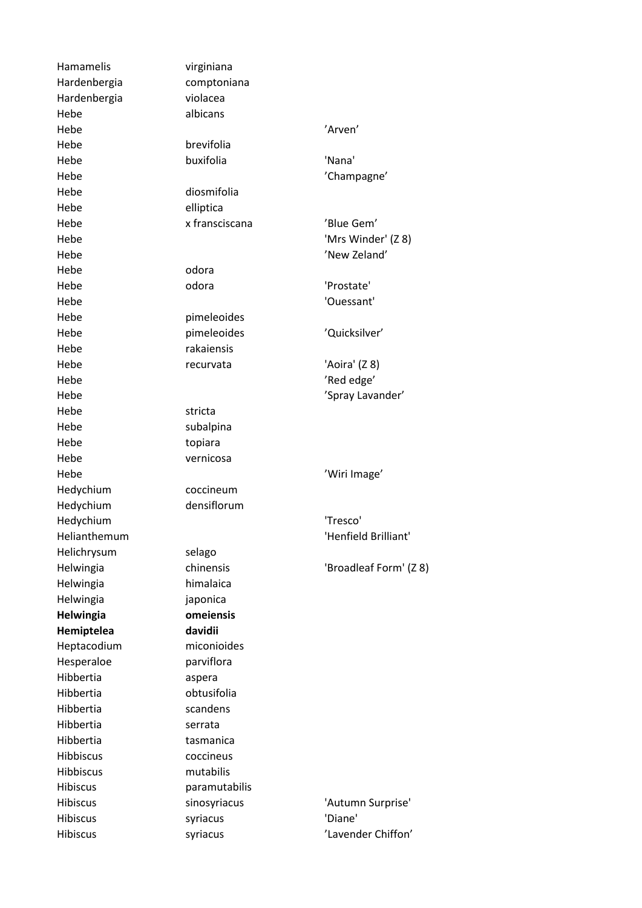| | | |
|---|---|---|
| Hamamelis | virginiana | |
| Hardenbergia | comptoniana | |
| Hardenbergia | violacea | |
| Hebe | albicans | |
| Hebe | | ’Arven’ |
| Hebe | brevifolia | |
| Hebe | buxifolia | 'Nana' |
| Hebe | | ’Champagne’ |
| Hebe | diosmifolia | |
| Hebe | elliptica | |
| Hebe | x fransciscana | ’Blue Gem’ |
| Hebe | | 'Mrs Winder' (Z 8) |
| Hebe | | ’New Zeland’ |
| Hebe | odora | |
| Hebe | odora | 'Prostate' |
| Hebe | | 'Ouessant' |
| Hebe | pimeleoides | |
| Hebe | pimeleoides | ’Quicksilver’ |
| Hebe | rakaiensis | |
| Hebe | recurvata | 'Aoira' (Z 8) |
| Hebe | | ’Red edge’ |
| Hebe | | ’Spray Lavander’ |
| Hebe | stricta | |
| Hebe | subalpina | |
| Hebe | topiara | |
| Hebe | vernicosa | |
| Hebe | | ’Wiri Image’ |
| Hedychium | coccineum | |
| Hedychium | densiflorum | |
| Hedychium | | 'Tresco' |
| Helianthemum | | 'Henfield Brilliant' |
| Helichrysum | selago | |
| Helwingia | chinensis | 'Broadleaf Form' (Z 8) |
| Helwingia | himalaica | |
| Helwingia | japonica | |
| **Helwingia** | **omeiensis** | |
| **Hemiptelea** | **davidii** | |
| Heptacodium | miconioides | |
| Hesperaloe | parviflora | |
| Hibbertia | aspera | |
| Hibbertia | obtusifolia | |
| Hibbertia | scandens | |
| Hibbertia | serrata | |
| Hibbertia | tasmanica | |
| Hibbiscus | coccineus | |
| Hibbiscus | mutabilis | |
| Hibiscus | paramutabilis | |
| Hibiscus | sinosyriacus | 'Autumn Surprise' |
| Hibiscus | syriacus | 'Diane' |
| Hibiscus | syriacus | ’Lavender Chiffon’ |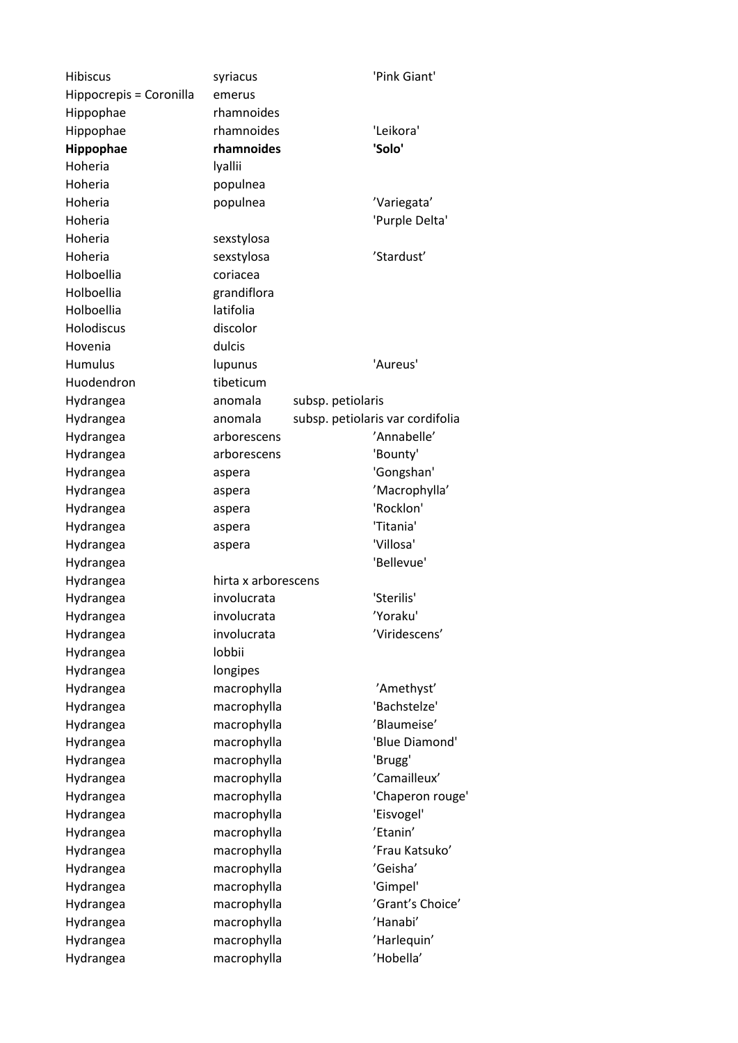| | | | |
|---|---|---|---|
| Hibiscus | syriacus | | 'Pink Giant' |
| Hippocrepis = Coronilla | emerus | | |
| Hippophae | rhamnoides | | |
| Hippophae | rhamnoides | | 'Leikora' |
| **Hippophae** | **rhamnoides** | | **'Solo'** |
| Hoheria | lyallii | | |
| Hoheria | populnea | | |
| Hoheria | populnea | | ’Variegata’ |
| Hoheria | | | 'Purple Delta' |
| Hoheria | sexstylosa | | |
| Hoheria | sexstylosa | | ’Stardust’ |
| Holboellia | coriacea | | |
| Holboellia | grandiflora | | |
| Holboellia | latifolia | | |
| Holodiscus | discolor | | |
| Hovenia | dulcis | | |
| Humulus | lupunus | | 'Aureus' |
| Huodendron | tibeticum | | |
| Hydrangea | anomala | subsp. petiolaris | |
| Hydrangea | anomala | subsp. petiolaris var cordifolia | |
| Hydrangea | arborescens | | ’Annabelle’ |
| Hydrangea | arborescens | | 'Bounty' |
| Hydrangea | aspera | | 'Gongshan' |
| Hydrangea | aspera | | ’Macrophylla’ |
| Hydrangea | aspera | | 'Rocklon' |
| Hydrangea | aspera | | 'Titania' |
| Hydrangea | aspera | | 'Villosa' |
| Hydrangea | | | 'Bellevue' |
| Hydrangea | hirta x arborescens | | |
| Hydrangea | involucrata | | 'Sterilis' |
| Hydrangea | involucrata | | ’Yoraku' |
| Hydrangea | involucrata | | ’Viridescens’ |
| Hydrangea | lobbii | | |
| Hydrangea | longipes | | |
| Hydrangea | macrophylla | | ’Amethyst’ |
| Hydrangea | macrophylla | | 'Bachstelze' |
| Hydrangea | macrophylla | | ’Blaumeise’ |
| Hydrangea | macrophylla | | 'Blue Diamond' |
| Hydrangea | macrophylla | | 'Brugg' |
| Hydrangea | macrophylla | | ’Camailleux’ |
| Hydrangea | macrophylla | | 'Chaperon rouge' |
| Hydrangea | macrophylla | | 'Eisvogel' |
| Hydrangea | macrophylla | | ’Etanin’ |
| Hydrangea | macrophylla | | ’Frau Katsuko’ |
| Hydrangea | macrophylla | | ’Geisha’ |
| Hydrangea | macrophylla | | 'Gimpel' |
| Hydrangea | macrophylla | | ’Grant’s Choice’ |
| Hydrangea | macrophylla | | ’Hanabi’ |
| Hydrangea | macrophylla | | ’Harlequin’ |
| Hydrangea | macrophylla | | ’Hobella’ |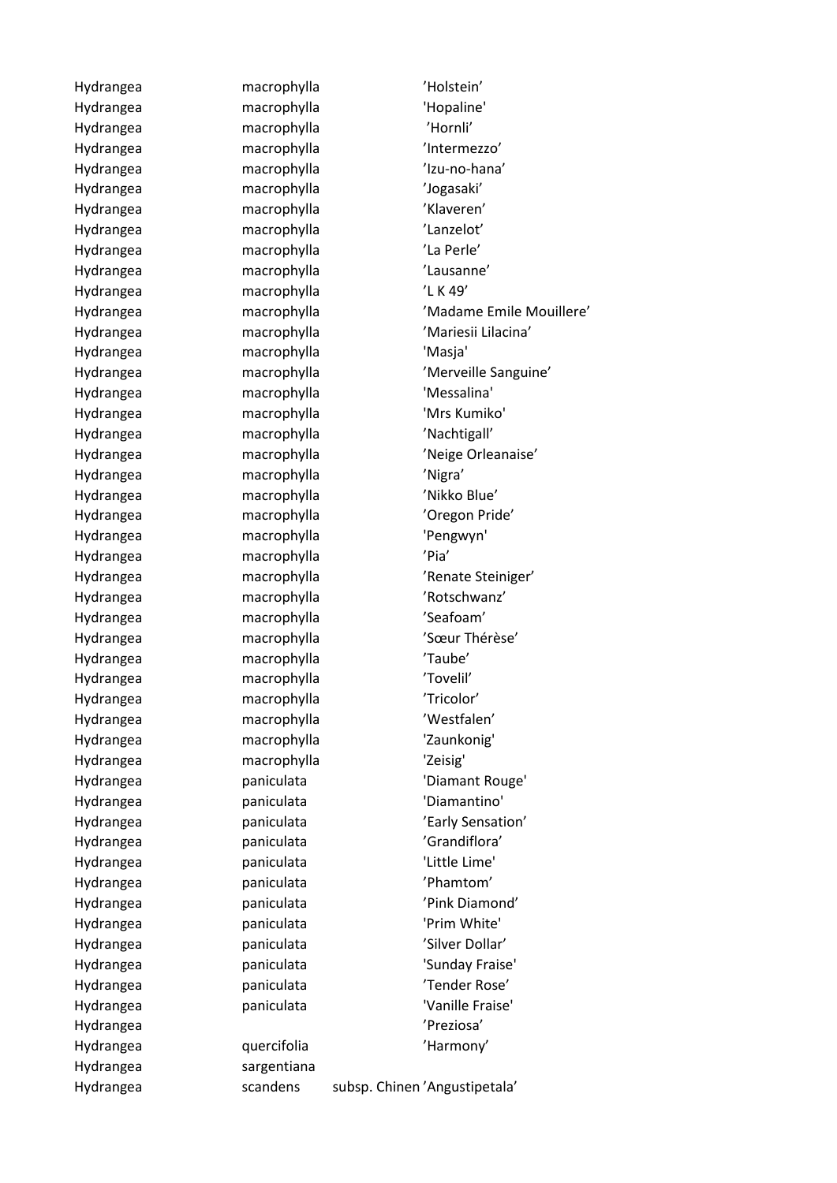| | | | |
|---|---|---|---|
| Hydrangea | macrophylla | | ’Holstein’ |
| Hydrangea | macrophylla | | 'Hopaline' |
| Hydrangea | macrophylla | | ’Hornli’ |
| Hydrangea | macrophylla | | ’Intermezzo’ |
| Hydrangea | macrophylla | | ’Izu-no-hana’ |
| Hydrangea | macrophylla | | ’Jogasaki’ |
| Hydrangea | macrophylla | | ’Klaveren’ |
| Hydrangea | macrophylla | | ’Lanzelot’ |
| Hydrangea | macrophylla | | ’La Perle’ |
| Hydrangea | macrophylla | | ’Lausanne’ |
| Hydrangea | macrophylla | | ’L K 49’ |
| Hydrangea | macrophylla | | ’Madame Emile Mouillere’ |
| Hydrangea | macrophylla | | ’Mariesii Lilacina’ |
| Hydrangea | macrophylla | | 'Masja' |
| Hydrangea | macrophylla | | ’Merveille Sanguine’ |
| Hydrangea | macrophylla | | 'Messalina' |
| Hydrangea | macrophylla | | 'Mrs Kumiko' |
| Hydrangea | macrophylla | | ’Nachtigall’ |
| Hydrangea | macrophylla | | ’Neige Orleanaise’ |
| Hydrangea | macrophylla | | ’Nigra’ |
| Hydrangea | macrophylla | | ’Nikko Blue’ |
| Hydrangea | macrophylla | | ’Oregon Pride’ |
| Hydrangea | macrophylla | | 'Pengwyn' |
| Hydrangea | macrophylla | | ’Pia’ |
| Hydrangea | macrophylla | | ’Renate Steiniger’ |
| Hydrangea | macrophylla | | ’Rotschwanz’ |
| Hydrangea | macrophylla | | ’Seafoam’ |
| Hydrangea | macrophylla | | ’Sœur Thérèse’ |
| Hydrangea | macrophylla | | ’Taube’ |
| Hydrangea | macrophylla | | ’Tovelil’ |
| Hydrangea | macrophylla | | ’Tricolor’ |
| Hydrangea | macrophylla | | ’Westfalen’ |
| Hydrangea | macrophylla | | 'Zaunkonig' |
| Hydrangea | macrophylla | | 'Zeisig' |
| Hydrangea | paniculata | | 'Diamant Rouge' |
| Hydrangea | paniculata | | 'Diamantino' |
| Hydrangea | paniculata | | ’Early Sensation’ |
| Hydrangea | paniculata | | ’Grandiflora’ |
| Hydrangea | paniculata | | 'Little Lime' |
| Hydrangea | paniculata | | ’Phamtom’ |
| Hydrangea | paniculata | | ’Pink Diamond’ |
| Hydrangea | paniculata | | 'Prim White' |
| Hydrangea | paniculata | | ’Silver Dollar’ |
| Hydrangea | paniculata | | 'Sunday Fraise' |
| Hydrangea | paniculata | | ’Tender Rose’ |
| Hydrangea | paniculata | | 'Vanille Fraise' |
| Hydrangea | | | ’Preziosa’ |
| Hydrangea | quercifolia | | ’Harmony’ |
| Hydrangea | sargentiana | | |
| Hydrangea | scandens | subsp. Chinen | ’Angustipetala’ |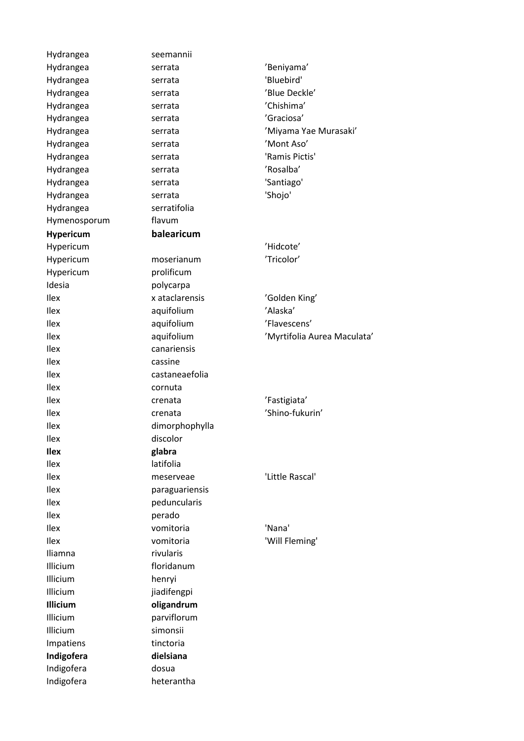| | | |
|---|---|---|
| Hydrangea | seemannii | |
| Hydrangea | serrata | ’Beniyama’ |
| Hydrangea | serrata | 'Bluebird' |
| Hydrangea | serrata | ’Blue Deckle’ |
| Hydrangea | serrata | ’Chishima’ |
| Hydrangea | serrata | ’Graciosa’ |
| Hydrangea | serrata | ’Miyama Yae Murasaki’ |
| Hydrangea | serrata | ’Mont Aso’ |
| Hydrangea | serrata | 'Ramis Pictis' |
| Hydrangea | serrata | ’Rosalba’ |
| Hydrangea | serrata | 'Santiago' |
| Hydrangea | serrata | 'Shojo' |
| Hydrangea | serratifolia | |
| Hymenosporum | flavum | |
| **Hypericum** | **balearicum** | |
| Hypericum | | ’Hidcote’ |
| Hypericum | moserianum | ’Tricolor’ |
| Hypericum | prolificum | |
| Idesia | polycarpa | |
| Ilex | x ataclarensis | ’Golden King’ |
| Ilex | aquifolium | ’Alaska’ |
| Ilex | aquifolium | ’Flavescens’ |
| Ilex | aquifolium | ’Myrtifolia Aurea Maculata’ |
| Ilex | canariensis | |
| Ilex | cassine | |
| Ilex | castaneaefolia | |
| Ilex | cornuta | |
| Ilex | crenata | ’Fastigiata’ |
| Ilex | crenata | ’Shino-fukurin’ |
| Ilex | dimorphophylla | |
| Ilex | discolor | |
| **Ilex** | **glabra** | |
| Ilex | latifolia | |
| Ilex | meserveae | 'Little Rascal' |
| Ilex | paraguariensis | |
| Ilex | peduncularis | |
| Ilex | perado | |
| Ilex | vomitoria | 'Nana' |
| Ilex | vomitoria | 'Will Fleming' |
| Iliamna | rivularis | |
| Illicium | floridanum | |
| Illicium | henryi | |
| Illicium | jiadifengpi | |
| **Illicium** | **oligandrum** | |
| Illicium | parviflorum | |
| Illicium | simonsii | |
| Impatiens | tinctoria | |
| **Indigofera** | **dielsiana** | |
| Indigofera | dosua | |
| Indigofera | heterantha | |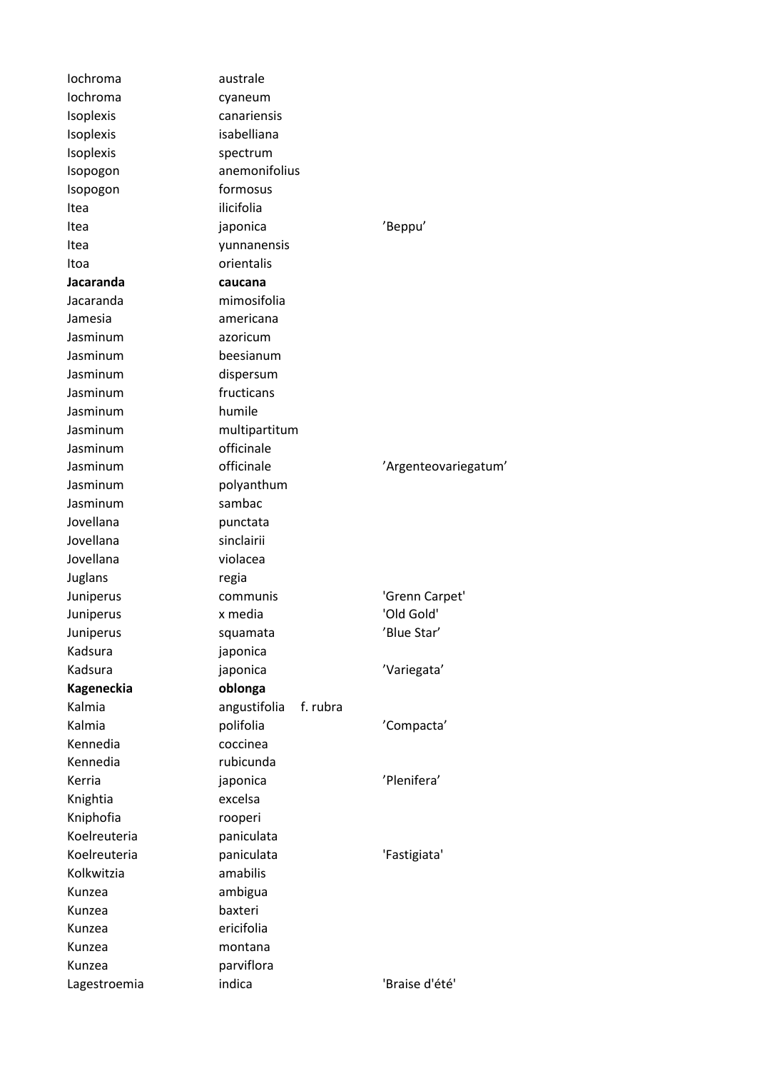| | | |
|---|---|---|
| Iochroma | australe | |
| Iochroma | cyaneum | |
| Isoplexis | canariensis | |
| Isoplexis | isabelliana | |
| Isoplexis | spectrum | |
| Isopogon | anemonifolius | |
| Isopogon | formosus | |
| Itea | ilicifolia | |
| Itea | japonica | ’Beppu’ |
| Itea | yunnanensis | |
| Itoa | orientalis | |
| **Jacaranda** | **caucana** | |
| Jacaranda | mimosifolia | |
| Jamesia | americana | |
| Jasminum | azoricum | |
| Jasminum | beesianum | |
| Jasminum | dispersum | |
| Jasminum | fructicans | |
| Jasminum | humile | |
| Jasminum | multipartitum | |
| Jasminum | officinale | |
| Jasminum | officinale | ’Argenteovariegatum’ |
| Jasminum | polyanthum | |
| Jasminum | sambac | |
| Jovellana | punctata | |
| Jovellana | sinclairii | |
| Jovellana | violacea | |
| Juglans | regia | |
| Juniperus | communis | 'Grenn Carpet' |
| Juniperus | x media | 'Old Gold' |
| Juniperus | squamata | ’Blue Star’ |
| Kadsura | japonica | |
| Kadsura | japonica | ’Variegata’ |
| **Kageneckia** | **oblonga** | |
| Kalmia | angustifolia f. rubra | |
| Kalmia | polifolia | ’Compacta’ |
| Kennedia | coccinea | |
| Kennedia | rubicunda | |
| Kerria | japonica | ’Plenifera’ |
| Knightia | excelsa | |
| Kniphofia | rooperi | |
| Koelreuteria | paniculata | |
| Koelreuteria | paniculata | 'Fastigiata' |
| Kolkwitzia | amabilis | |
| Kunzea | ambigua | |
| Kunzea | baxteri | |
| Kunzea | ericifolia | |
| Kunzea | montana | |
| Kunzea | parviflora | |
| Lagestroemia | indica | 'Braise d'été' |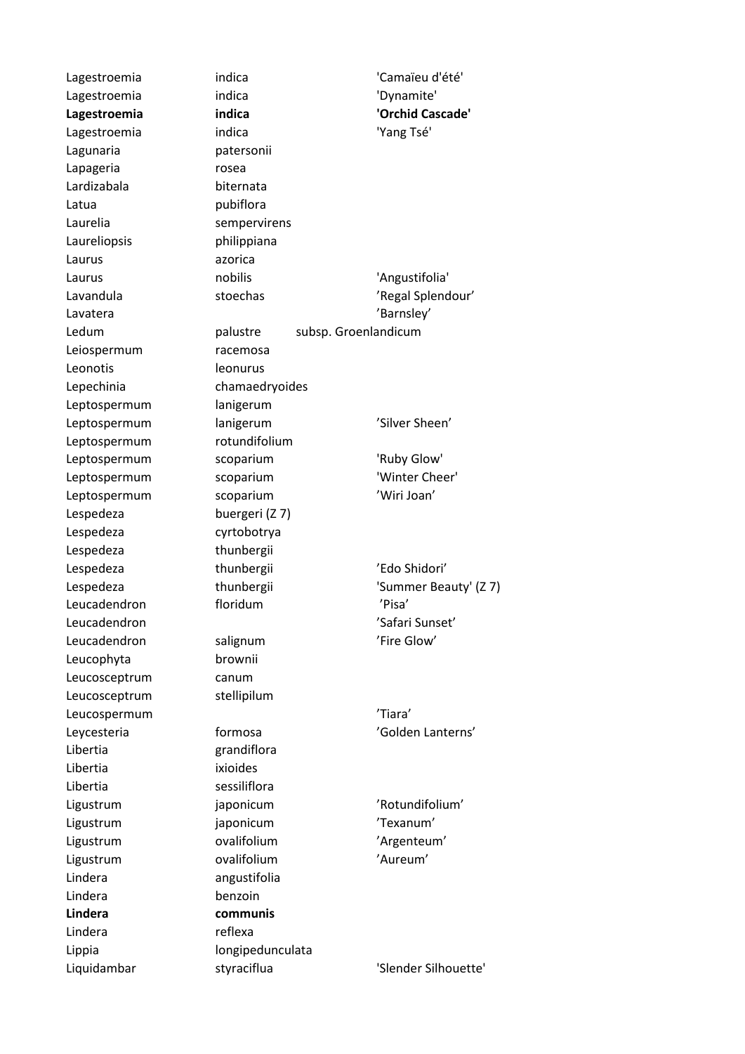| | | |
|---|---|---|
| Lagestroemia | indica | 'Camaïeu d'été' |
| Lagestroemia | indica | 'Dynamite' |
| **Lagestroemia** | **indica** | **'Orchid Cascade'** |
| Lagestroemia | indica | 'Yang Tsé' |
| Lagunaria | patersonii | |
| Lapageria | rosea | |
| Lardizabala | biternata | |
| Latua | pubiflora | |
| Laurelia | sempervirens | |
| Laureliopsis | philippiana | |
| Laurus | azorica | |
| Laurus | nobilis | 'Angustifolia' |
| Lavandula | stoechas | 'Regal Splendour' |
| Lavatera | | 'Barnsley' |
| Ledum | palustre subsp. Groenlandicum | |
| Leiospermum | racemosa | |
| Leonotis | leonurus | |
| Lepechinia | chamaedryoides | |
| Leptospermum | lanigerum | |
| Leptospermum | lanigerum | 'Silver Sheen' |
| Leptospermum | rotundifolium | |
| Leptospermum | scoparium | 'Ruby Glow' |
| Leptospermum | scoparium | 'Winter Cheer' |
| Leptospermum | scoparium | 'Wiri Joan' |
| Lespedeza | buergeri (Z 7) | |
| Lespedeza | cyrtobotrya | |
| Lespedeza | thunbergii | |
| Lespedeza | thunbergii | 'Edo Shidori' |
| Lespedeza | thunbergii | 'Summer Beauty' (Z 7) |
| Leucadendron | floridum | 'Pisa' |
| Leucadendron | | 'Safari Sunset' |
| Leucadendron | salignum | 'Fire Glow' |
| Leucophyta | brownii | |
| Leucosceptrum | canum | |
| Leucosceptrum | stellipilum | |
| Leucospermum | | 'Tiara' |
| Leycesteria | formosa | 'Golden Lanterns' |
| Libertia | grandiflora | |
| Libertia | ixioides | |
| Libertia | sessiliflora | |
| Ligustrum | japonicum | 'Rotundifolium' |
| Ligustrum | japonicum | 'Texanum' |
| Ligustrum | ovalifolium | 'Argenteum' |
| Ligustrum | ovalifolium | 'Aureum' |
| Lindera | angustifolia | |
| Lindera | benzoin | |
| **Lindera** | **communis** | |
| Lindera | reflexa | |
| Lippia | longipedunculata | |
| Liquidambar | styraciflua | 'Slender Silhouette' |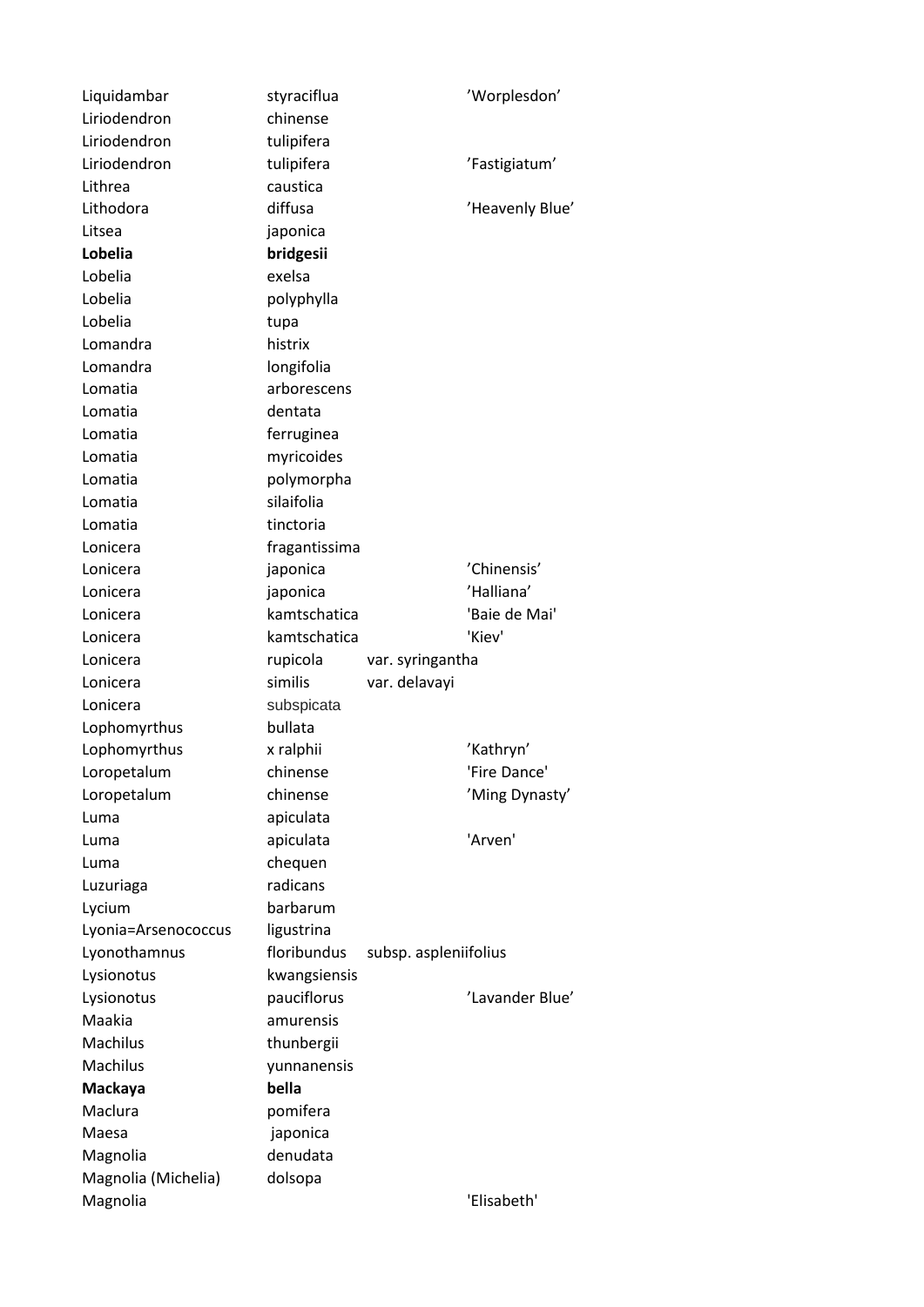| | | | |
|---|---|---|---|
| Liquidambar | styraciflua | | 'Worplesdon' |
| Liriodendron | chinense | | |
| Liriodendron | tulipifera | | |
| Liriodendron | tulipifera | | 'Fastigiatum' |
| Lithrea | caustica | | |
| Lithodora | diffusa | | 'Heavenly Blue' |
| Litsea | japonica | | |
| **Lobelia** | **bridgesii** | | |
| Lobelia | exelsa | | |
| Lobelia | polyphylla | | |
| Lobelia | tupa | | |
| Lomandra | histrix | | |
| Lomandra | longifolia | | |
| Lomatia | arborescens | | |
| Lomatia | dentata | | |
| Lomatia | ferruginea | | |
| Lomatia | myricoides | | |
| Lomatia | polymorpha | | |
| Lomatia | silaifolia | | |
| Lomatia | tinctoria | | |
| Lonicera | fragantissima | | |
| Lonicera | japonica | | 'Chinensis' |
| Lonicera | japonica | | 'Halliana' |
| Lonicera | kamtschatica | | 'Baie de Mai' |
| Lonicera | kamtschatica | | 'Kiev' |
| Lonicera | rupicola | var. syringantha | |
| Lonicera | similis | var. delavayi | |
| Lonicera | subspicata | | |
| Lophomyrthus | bullata | | |
| Lophomyrthus | x ralphii | | 'Kathryn' |
| Loropetalum | chinense | | 'Fire Dance' |
| Loropetalum | chinense | | 'Ming Dynasty' |
| Luma | apiculata | | |
| Luma | apiculata | | 'Arven' |
| Luma | chequen | | |
| Luzuriaga | radicans | | |
| Lycium | barbarum | | |
| Lyonia=Arsenococcus | ligustrina | | |
| Lyonothamnus | floribundus | subsp. aspleniifolius | |
| Lysionotus | kwangsiensis | | |
| Lysionotus | pauciflorus | | 'Lavander Blue' |
| Maakia | amurensis | | |
| Machilus | thunbergii | | |
| Machilus | yunnanensis | | |
| **Mackaya** | **bella** | | |
| Maclura | pomifera | | |
| Maesa | japonica | | |
| Magnolia | denudata | | |
| Magnolia (Michelia) | dolsopa | | |
| Magnolia | | | 'Elisabeth' |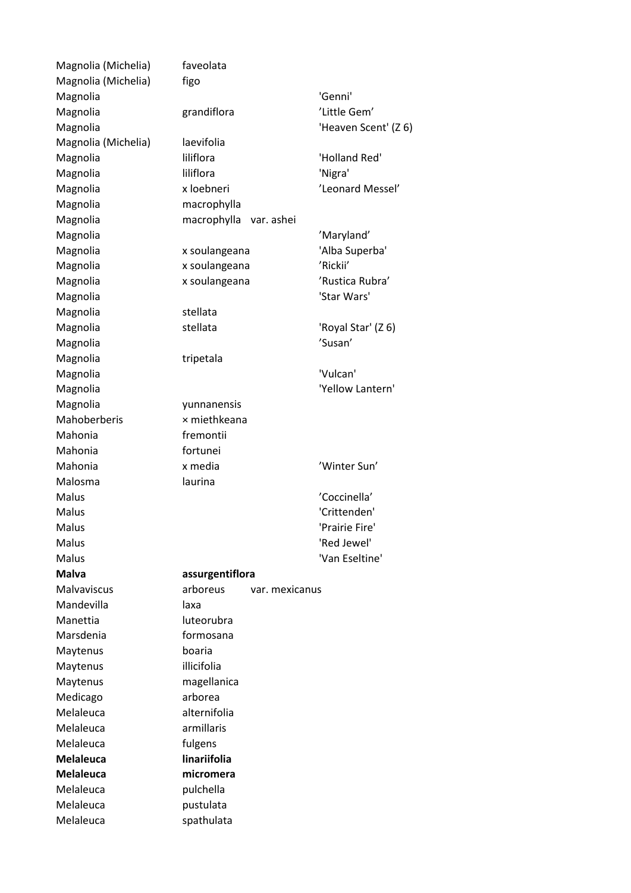| | | |
|---|---|---|
| Magnolia (Michelia) | faveolata | |
| Magnolia (Michelia) | figo | |
| Magnolia | | 'Genni' |
| Magnolia | grandiflora | ’Little Gem’ |
| Magnolia | | 'Heaven Scent' (Z 6) |
| Magnolia (Michelia) | laevifolia | |
| Magnolia | liliflora | 'Holland Red' |
| Magnolia | liliflora | 'Nigra' |
| Magnolia | x loebneri | ’Leonard Messel’ |
| Magnolia | macrophylla | |
| Magnolia | macrophylla var. ashei | |
| Magnolia | | ’Maryland’ |
| Magnolia | x soulangeana | 'Alba Superba' |
| Magnolia | x soulangeana | ’Rickii’ |
| Magnolia | x soulangeana | ’Rustica Rubra’ |
| Magnolia | | 'Star Wars' |
| Magnolia | stellata | |
| Magnolia | stellata | 'Royal Star' (Z 6) |
| Magnolia | | ’Susan’ |
| Magnolia | tripetala | |
| Magnolia | | 'Vulcan' |
| Magnolia | | 'Yellow Lantern' |
| Magnolia | yunnanensis | |
| Mahoberberis | × miethkeana | |
| Mahonia | fremontii | |
| Mahonia | fortunei | |
| Mahonia | x media | ’Winter Sun’ |
| Malosma | laurina | |
| Malus | | ’Coccinella’ |
| Malus | | 'Crittenden' |
| Malus | | 'Prairie Fire' |
| Malus | | 'Red Jewel' |
| Malus | | 'Van Eseltine' |
| **Malva** | **assurgentiflora** | |
| Malvaviscus | arboreus var. mexicanus | |
| Mandevilla | laxa | |
| Manettia | luteorubra | |
| Marsdenia | formosana | |
| Maytenus | boaria | |
| Maytenus | illicifolia | |
| Maytenus | magellanica | |
| Medicago | arborea | |
| Melaleuca | alternifolia | |
| Melaleuca | armillaris | |
| Melaleuca | fulgens | |
| **Melaleuca** | **linariifolia** | |
| **Melaleuca** | **micromera** | |
| Melaleuca | pulchella | |
| Melaleuca | pustulata | |
| Melaleuca | spathulata | |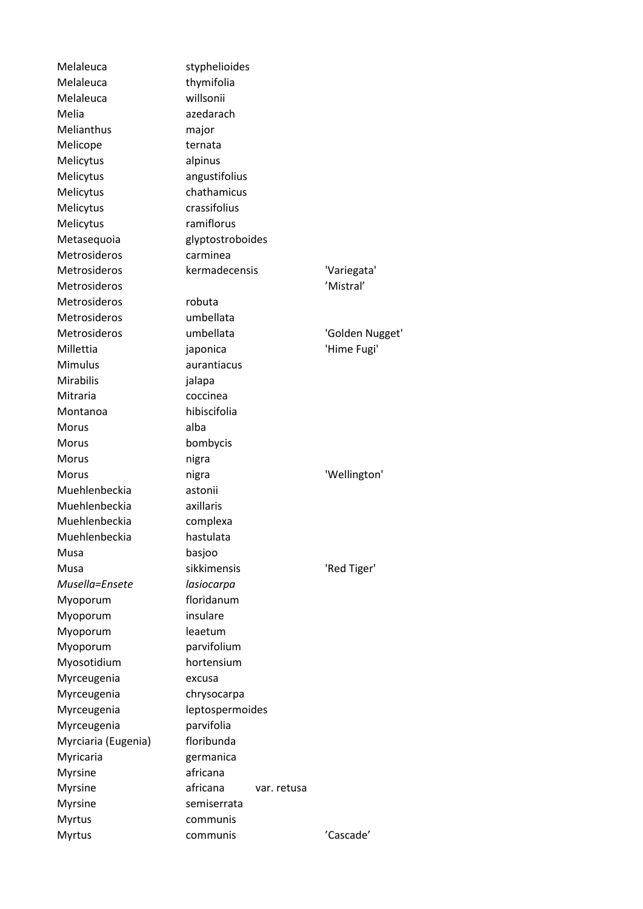| | | | |
|---|---|---|---|
| Melaleuca | styphelioides | | |
| Melaleuca | thymifolia | | |
| Melaleuca | willsonii | | |
| Melia | azedarach | | |
| Melianthus | major | | |
| Melicope | ternata | | |
| Melicytus | alpinus | | |
| Melicytus | angustifolius | | |
| Melicytus | chathamicus | | |
| Melicytus | crassifolius | | |
| Melicytus | ramiflorus | | |
| Metasequoia | glyptostroboides | | |
| Metrosideros | carminea | | |
| Metrosideros | kermadecensis | | 'Variegata' |
| Metrosideros | | | ’Mistral’ |
| Metrosideros | robuta | | |
| Metrosideros | umbellata | | |
| Metrosideros | umbellata | | 'Golden Nugget' |
| Millettia | japonica | | 'Hime Fugi' |
| Mimulus | aurantiacus | | |
| Mirabilis | jalapa | | |
| Mitraria | coccinea | | |
| Montanoa | hibiscifolia | | |
| Morus | alba | | |
| Morus | bombycis | | |
| Morus | nigra | | |
| Morus | nigra | | 'Wellington' |
| Muehlenbeckia | astonii | | |
| Muehlenbeckia | axillaris | | |
| Muehlenbeckia | complexa | | |
| Muehlenbeckia | hastulata | | |
| Musa | basjoo | | |
| Musa | sikkimensis | | 'Red Tiger' |
| *Musella=Ensete* | *lasiocarpa* | | |
| Myoporum | floridanum | | |
| Myoporum | insulare | | |
| Myoporum | leaetum | | |
| Myoporum | parvifolium | | |
| Myosotidium | hortensium | | |
| Myrceugenia | excusa | | |
| Myrceugenia | chrysocarpa | | |
| Myrceugenia | leptospermoides | | |
| Myrceugenia | parvifolia | | |
| Myrciaria (Eugenia) | floribunda | | |
| Myricaria | germanica | | |
| Myrsine | africana | | |
| Myrsine | africana | var. retusa | |
| Myrsine | semiserrata | | |
| Myrtus | communis | | |
| Myrtus | communis | | ’Cascade’ |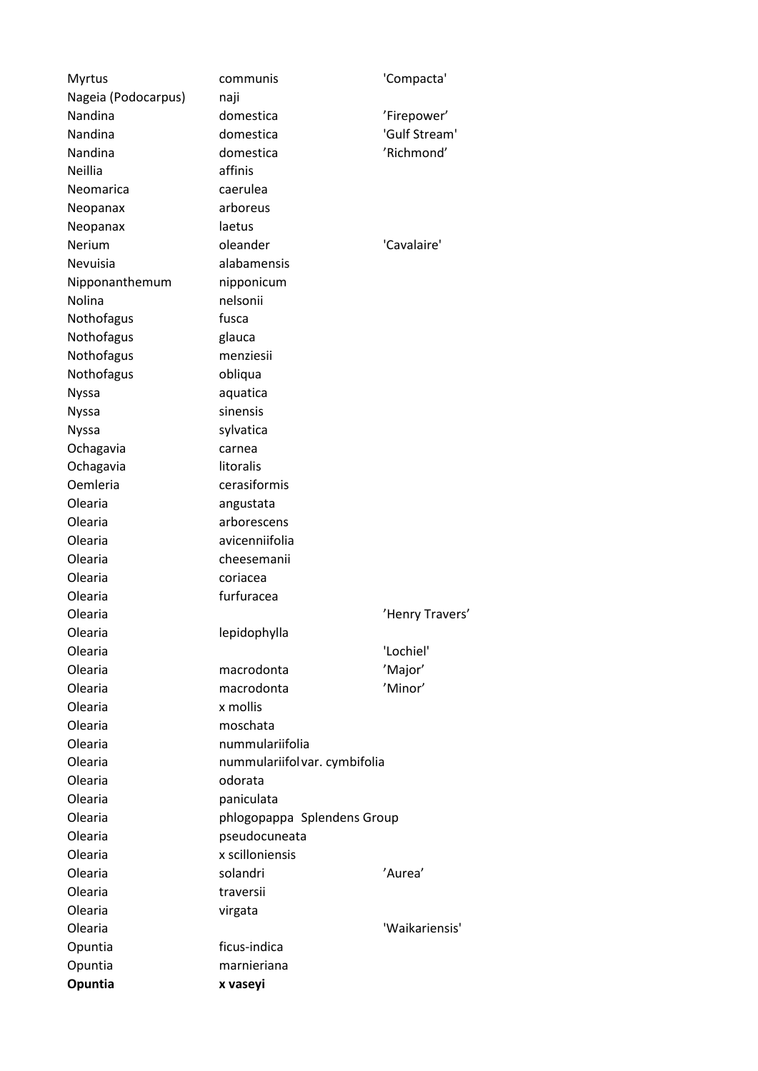| | | |
|---|---|---|
| Myrtus | communis | 'Compacta' |
| Nageia (Podocarpus) | naji | |
| Nandina | domestica | ’Firepower’ |
| Nandina | domestica | 'Gulf Stream' |
| Nandina | domestica | ’Richmond’ |
| Neillia | affinis | |
| Neomarica | caerulea | |
| Neopanax | arboreus | |
| Neopanax | laetus | |
| Nerium | oleander | 'Cavalaire' |
| Nevuisia | alabamensis | |
| Nipponanthemum | nipponicum | |
| Nolina | nelsonii | |
| Nothofagus | fusca | |
| Nothofagus | glauca | |
| Nothofagus | menziesii | |
| Nothofagus | obliqua | |
| Nyssa | aquatica | |
| Nyssa | sinensis | |
| Nyssa | sylvatica | |
| Ochagavia | carnea | |
| Ochagavia | litoralis | |
| Oemleria | cerasiformis | |
| Olearia | angustata | |
| Olearia | arborescens | |
| Olearia | avicenniifolia | |
| Olearia | cheesemanii | |
| Olearia | coriacea | |
| Olearia | furfuracea | |
| Olearia | | ’Henry Travers’ |
| Olearia | lepidophylla | |
| Olearia | | 'Lochiel' |
| Olearia | macrodonta | ’Major’ |
| Olearia | macrodonta | ’Minor’ |
| Olearia | x mollis | |
| Olearia | moschata | |
| Olearia | nummulariifolia | |
| Olearia | nummulariifol var. cymbifolia | |
| Olearia | odorata | |
| Olearia | paniculata | |
| Olearia | phlogopappa Splendens Group | |
| Olearia | pseudocuneata | |
| Olearia | x scilloniensis | |
| Olearia | solandri | ’Aurea’ |
| Olearia | traversii | |
| Olearia | virgata | |
| Olearia | | 'Waikariensis' |
| Opuntia | ficus-indica | |
| Opuntia | marnieriana | |
| **Opuntia** | **x vaseyi** | |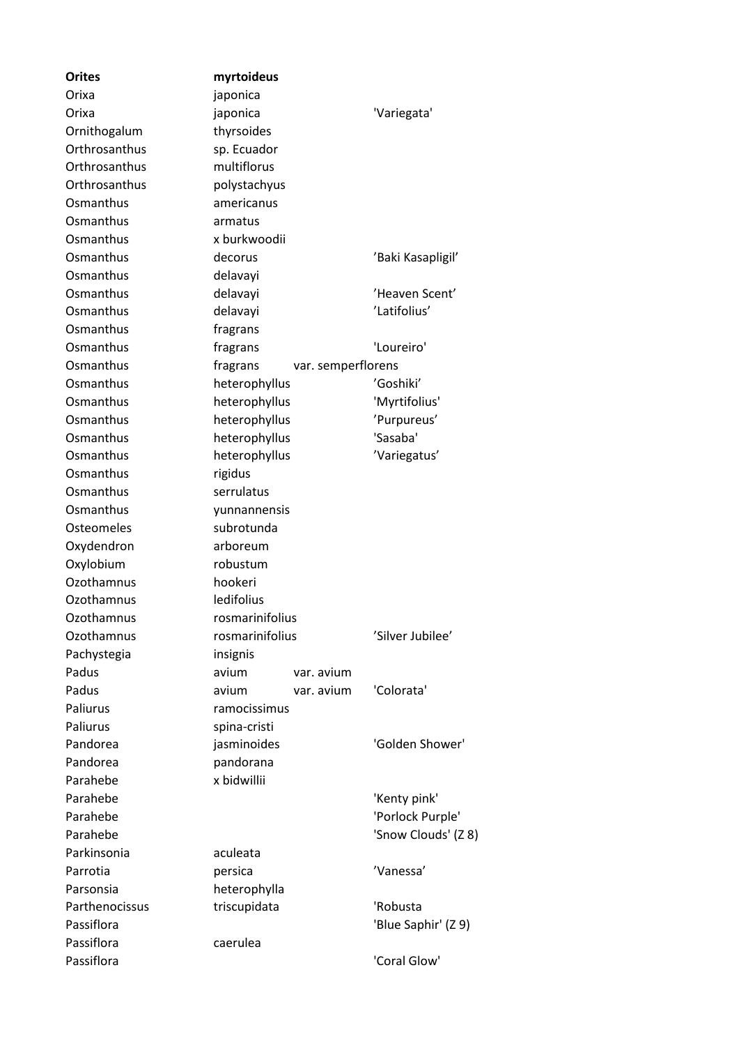| **Orites** | **myrtoideus** | | |
|---|---|---|---|
| Orixa | japonica | | |
| Orixa | japonica | | 'Variegata' |
| Ornithogalum | thyrsoides | | |
| Orthrosanthus | sp. Ecuador | | |
| Orthrosanthus | multiflorus | | |
| Orthrosanthus | polystachyus | | |
| Osmanthus | americanus | | |
| Osmanthus | armatus | | |
| Osmanthus | x burkwoodii | | |
| Osmanthus | decorus | | 'Baki Kasapligil' |
| Osmanthus | delavayi | | |
| Osmanthus | delavayi | | 'Heaven Scent' |
| Osmanthus | delavayi | | 'Latifolius' |
| Osmanthus | fragrans | | |
| Osmanthus | fragrans | | 'Loureiro' |
| Osmanthus | fragrans | var. semperflorens | |
| Osmanthus | heterophyllus | | 'Goshiki' |
| Osmanthus | heterophyllus | | 'Myrtifolius' |
| Osmanthus | heterophyllus | | 'Purpureus' |
| Osmanthus | heterophyllus | | 'Sasaba' |
| Osmanthus | heterophyllus | | 'Variegatus' |
| Osmanthus | rigidus | | |
| Osmanthus | serrulatus | | |
| Osmanthus | yunnannensis | | |
| Osteomeles | subrotunda | | |
| Oxydendron | arboreum | | |
| Oxylobium | robustum | | |
| Ozothamnus | hookeri | | |
| Ozothamnus | ledifolius | | |
| Ozothamnus | rosmarinifolius | | |
| Ozothamnus | rosmarinifolius | | 'Silver Jubilee' |
| Pachystegia | insignis | | |
| Padus | avium | var. avium | |
| Padus | avium | var. avium | 'Colorata' |
| Paliurus | ramocissimus | | |
| Paliurus | spina-cristi | | |
| Pandorea | jasminoides | | 'Golden Shower' |
| Pandorea | pandorana | | |
| Parahebe | x bidwillii | | |
| Parahebe | | | 'Kenty pink' |
| Parahebe | | | 'Porlock Purple' |
| Parahebe | | | 'Snow Clouds' (Z 8) |
| Parkinsonia | aculeata | | |
| Parrotia | persica | | 'Vanessa' |
| Parsonsia | heterophylla | | |
| Parthenocissus | triscupidata | | 'Robusta |
| Passiflora | | | 'Blue Saphir' (Z 9) |
| Passiflora | caerulea | | |
| Passiflora | | | 'Coral Glow' |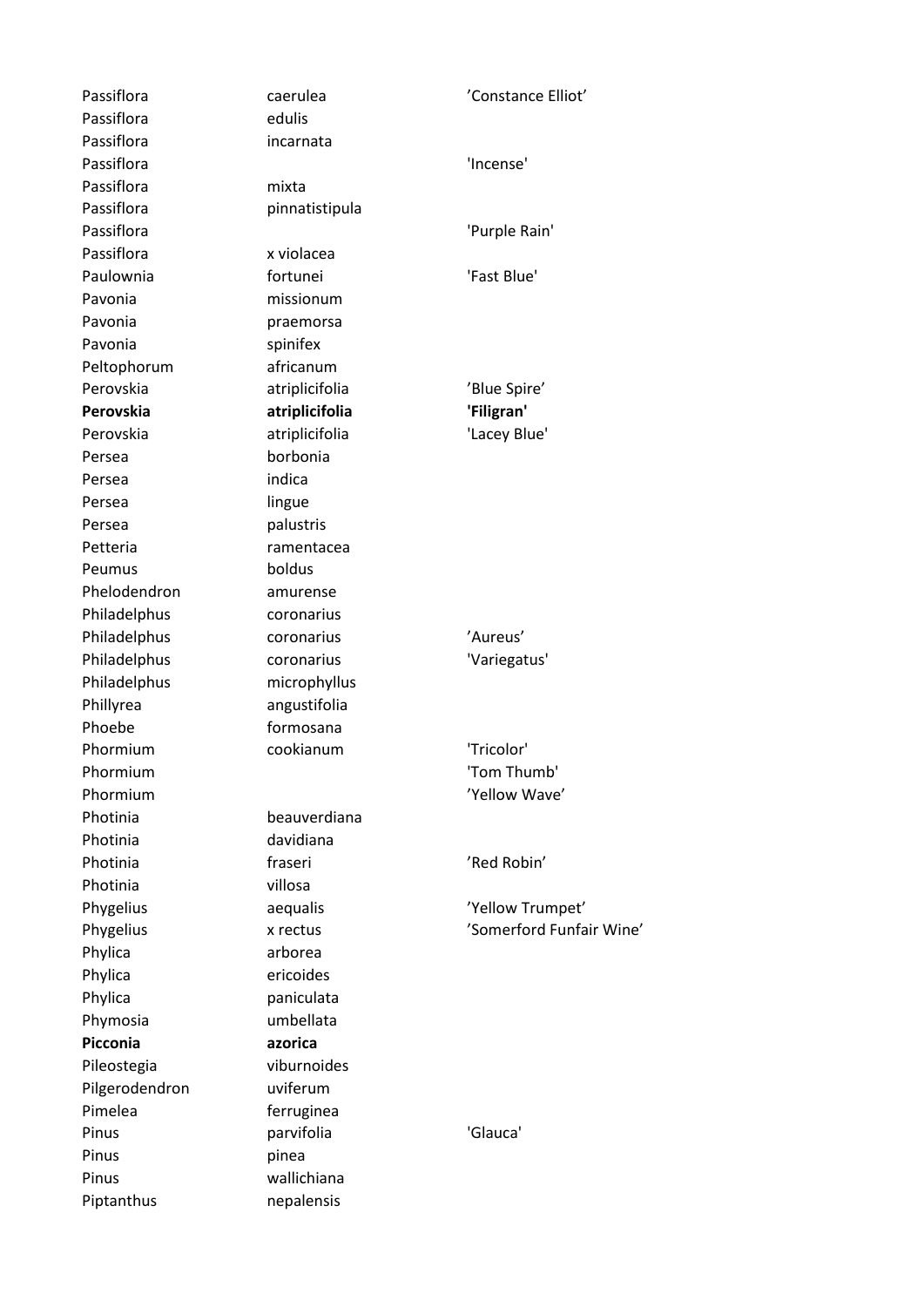| | | |
|---|---|---|
| Passiflora | caerulea | ’Constance Elliot’ |
| Passiflora | edulis | |
| Passiflora | incarnata | |
| Passiflora | | 'Incense' |
| Passiflora | mixta | |
| Passiflora | pinnatistipula | |
| Passiflora | | 'Purple Rain' |
| Passiflora | x violacea | |
| Paulownia | fortunei | 'Fast Blue' |
| Pavonia | missionum | |
| Pavonia | praemorsa | |
| Pavonia | spinifex | |
| Peltophorum | africanum | |
| Perovskia | atriplicifolia | ’Blue Spire’ |
| **Perovskia** | **atriplicifolia** | **'Filigran'** |
| Perovskia | atriplicifolia | 'Lacey Blue' |
| Persea | borbonia | |
| Persea | indica | |
| Persea | lingue | |
| Persea | palustris | |
| Petteria | ramentacea | |
| Peumus | boldus | |
| Phelodendron | amurense | |
| Philadelphus | coronarius | |
| Philadelphus | coronarius | ’Aureus’ |
| Philadelphus | coronarius | 'Variegatus' |
| Philadelphus | microphyllus | |
| Phillyrea | angustifolia | |
| Phoebe | formosana | |
| Phormium | cookianum | 'Tricolor' |
| Phormium | | 'Tom Thumb' |
| Phormium | | ’Yellow Wave’ |
| Photinia | beauverdiana | |
| Photinia | davidiana | |
| Photinia | fraseri | ’Red Robin’ |
| Photinia | villosa | |
| Phygelius | aequalis | ’Yellow Trumpet’ |
| Phygelius | x rectus | ’Somerford Funfair Wine’ |
| Phylica | arborea | |
| Phylica | ericoides | |
| Phylica | paniculata | |
| Phymosia | umbellata | |
| **Picconia** | **azorica** | |
| Pileostegia | viburnoides | |
| Pilgerodendron | uviferum | |
| Pimelea | ferruginea | |
| Pinus | parvifolia | 'Glauca' |
| Pinus | pinea | |
| Pinus | wallichiana | |
| Piptanthus | nepalensis | |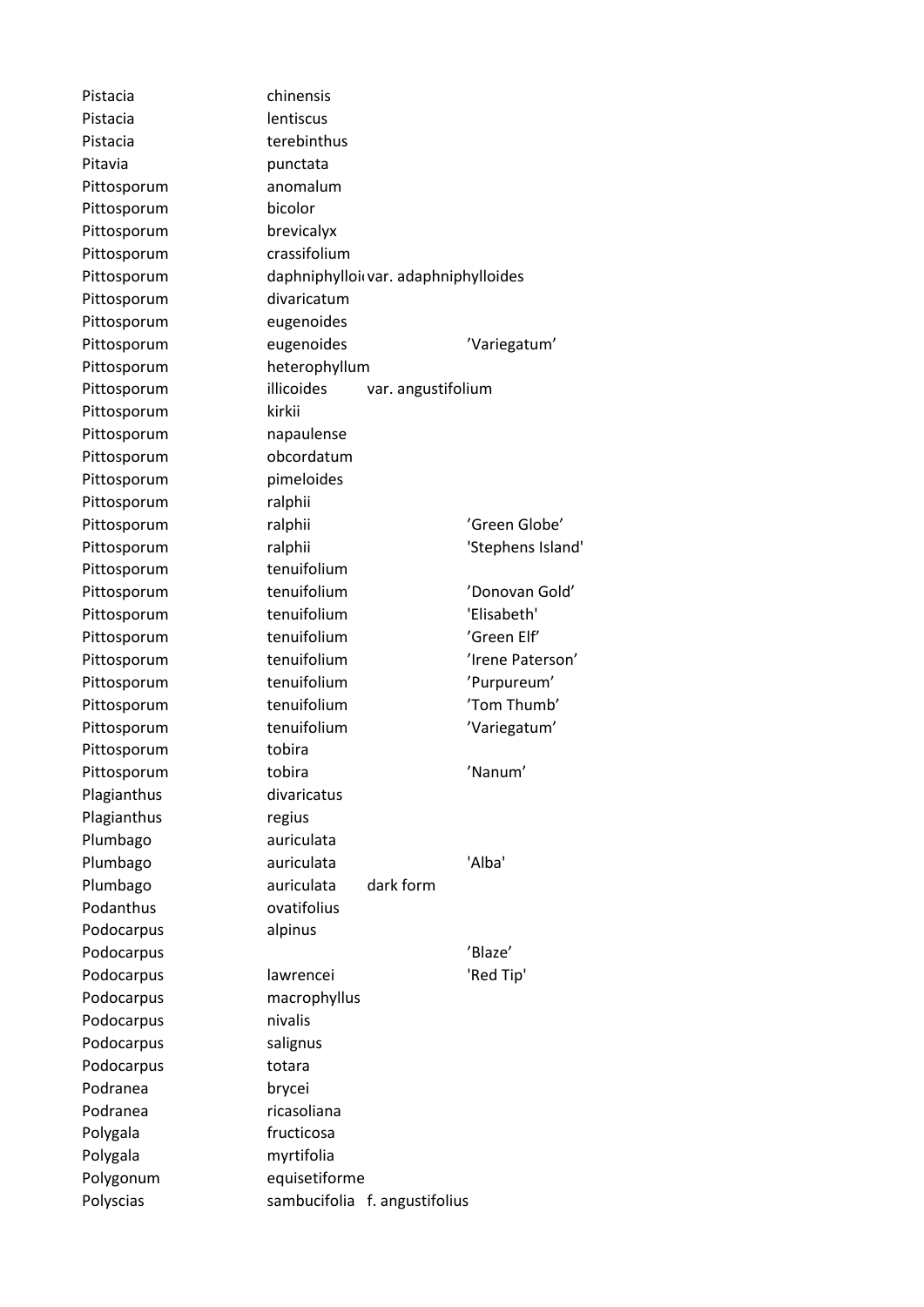| | | | |
|---|---|---|---|
| Pistacia | chinensis | | |
| Pistacia | lentiscus | | |
| Pistacia | terebinthus | | |
| Pitavia | punctata | | |
| Pittosporum | anomalum | | |
| Pittosporum | bicolor | | |
| Pittosporum | brevicalyx | | |
| Pittosporum | crassifolium | | |
| Pittosporum | daphniphylloi | var. adaphniphylloides | |
| Pittosporum | divaricatum | | |
| Pittosporum | eugenoides | | |
| Pittosporum | eugenoides | | ’Variegatum’ |
| Pittosporum | heterophyllum | | |
| Pittosporum | illicoides | var. angustifolium | |
| Pittosporum | kirkii | | |
| Pittosporum | napaulense | | |
| Pittosporum | obcordatum | | |
| Pittosporum | pimeloides | | |
| Pittosporum | ralphii | | |
| Pittosporum | ralphii | | ’Green Globe’ |
| Pittosporum | ralphii | | 'Stephens Island' |
| Pittosporum | tenuifolium | | |
| Pittosporum | tenuifolium | | ’Donovan Gold’ |
| Pittosporum | tenuifolium | | 'Elisabeth' |
| Pittosporum | tenuifolium | | ’Green Elf’ |
| Pittosporum | tenuifolium | | ’Irene Paterson’ |
| Pittosporum | tenuifolium | | ’Purpureum’ |
| Pittosporum | tenuifolium | | ’Tom Thumb’ |
| Pittosporum | tenuifolium | | ’Variegatum’ |
| Pittosporum | tobira | | |
| Pittosporum | tobira | | ’Nanum’ |
| Plagianthus | divaricatus | | |
| Plagianthus | regius | | |
| Plumbago | auriculata | | |
| Plumbago | auriculata | | 'Alba' |
| Plumbago | auriculata | dark form | |
| Podanthus | ovatifolius | | |
| Podocarpus | alpinus | | |
| Podocarpus | | | ’Blaze’ |
| Podocarpus | lawrencei | | 'Red Tip' |
| Podocarpus | macrophyllus | | |
| Podocarpus | nivalis | | |
| Podocarpus | salignus | | |
| Podocarpus | totara | | |
| Podranea | brycei | | |
| Podranea | ricasoliana | | |
| Polygala | fructicosa | | |
| Polygala | myrtifolia | | |
| Polygonum | equisetiforme | | |
| Polyscias | sambucifolia | f. angustifolius | |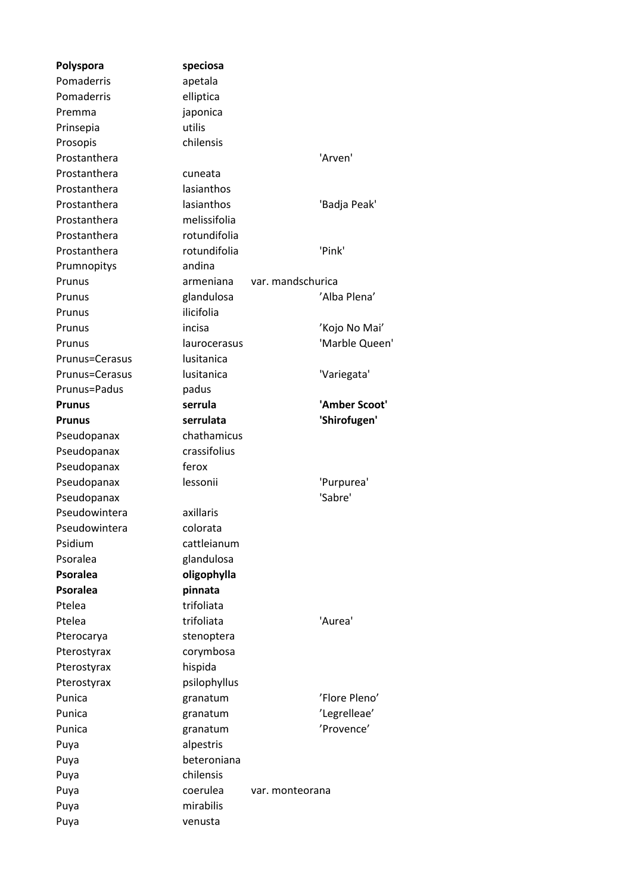| | | | |
|---|---|---|---|
| **Polyspora** | **speciosa** | | |
| Pomaderris | apetala | | |
| Pomaderris | elliptica | | |
| Premma | japonica | | |
| Prinsepia | utilis | | |
| Prosopis | chilensis | | |
| Prostanthera | | | 'Arven' |
| Prostanthera | cuneata | | |
| Prostanthera | lasianthos | | |
| Prostanthera | lasianthos | | 'Badja Peak' |
| Prostanthera | melissifolia | | |
| Prostanthera | rotundifolia | | |
| Prostanthera | rotundifolia | | 'Pink' |
| Prumnopitys | andina | | |
| Prunus | armeniana | var. mandschurica | |
| Prunus | glandulosa | | ’Alba Plena’ |
| Prunus | ilicifolia | | |
| Prunus | incisa | | ’Kojo No Mai’ |
| Prunus | laurocerasus | | 'Marble Queen' |
| Prunus=Cerasus | lusitanica | | |
| Prunus=Cerasus | lusitanica | | 'Variegata' |
| Prunus=Padus | padus | | |
| **Prunus** | **serrula** | | **'Amber Scoot'** |
| **Prunus** | **serrulata** | | **'Shirofugen'** |
| Pseudopanax | chathamicus | | |
| Pseudopanax | crassifolius | | |
| Pseudopanax | ferox | | |
| Pseudopanax | lessonii | | 'Purpurea' |
| Pseudopanax | | | 'Sabre' |
| Pseudowintera | axillaris | | |
| Pseudowintera | colorata | | |
| Psidium | cattleianum | | |
| Psoralea | glandulosa | | |
| **Psoralea** | **oligophylla** | | |
| **Psoralea** | **pinnata** | | |
| Ptelea | trifoliata | | |
| Ptelea | trifoliata | | 'Aurea' |
| Pterocarya | stenoptera | | |
| Pterostyrax | corymbosa | | |
| Pterostyrax | hispida | | |
| Pterostyrax | psilophyllus | | |
| Punica | granatum | | ’Flore Pleno’ |
| Punica | granatum | | ’Legrelleae’ |
| Punica | granatum | | ’Provence’ |
| Puya | alpestris | | |
| Puya | beteroniana | | |
| Puya | chilensis | | |
| Puya | coerulea | var. monteorana | |
| Puya | mirabilis | | |
| Puya | venusta | | |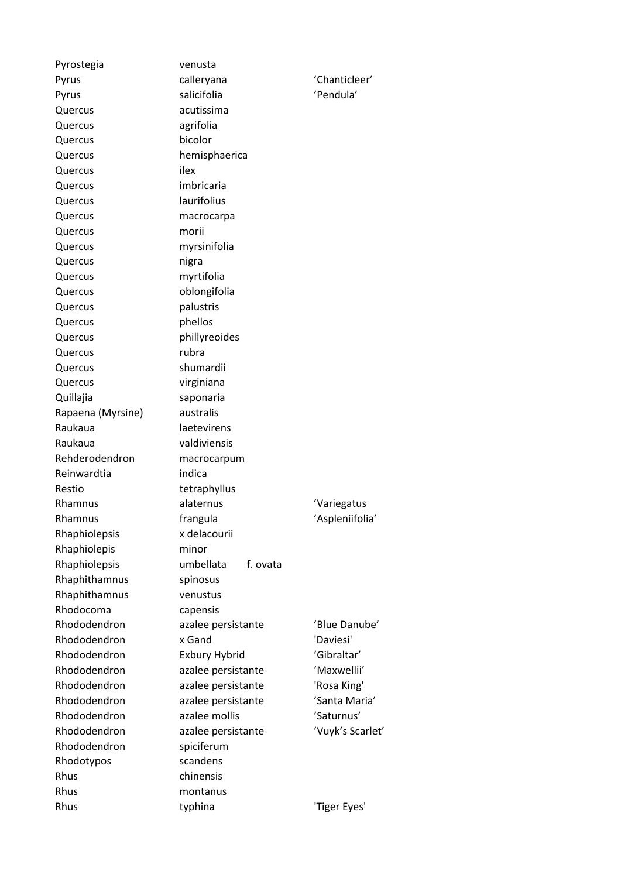| | | |
|---|---|---|
| Pyrostegia | venusta | |
| Pyrus | calleryana | ’Chanticleer’ |
| Pyrus | salicifolia | ’Pendula’ |
| Quercus | acutissima | |
| Quercus | agrifolia | |
| Quercus | bicolor | |
| Quercus | hemisphaerica | |
| Quercus | ilex | |
| Quercus | imbricaria | |
| Quercus | laurifolius | |
| Quercus | macrocarpa | |
| Quercus | morii | |
| Quercus | myrsinifolia | |
| Quercus | nigra | |
| Quercus | myrtifolia | |
| Quercus | oblongifolia | |
| Quercus | palustris | |
| Quercus | phellos | |
| Quercus | phillyreoides | |
| Quercus | rubra | |
| Quercus | shumardii | |
| Quercus | virginiana | |
| Quillajia | saponaria | |
| Rapaena (Myrsine) | australis | |
| Raukaua | laetevirens | |
| Raukaua | valdiviensis | |
| Rehderodendron | macrocarpum | |
| Reinwardtia | indica | |
| Restio | tetraphyllus | |
| Rhamnus | alaternus | ’Variegatus |
| Rhamnus | frangula | ’Aspleniifolia’ |
| Rhaphiolepsis | x delacourii | |
| Rhaphiolepis | minor | |
| Rhaphiolepsis | umbellata f. ovata | |
| Rhaphithamnus | spinosus | |
| Rhaphithamnus | venustus | |
| Rhodocoma | capensis | |
| Rhododendron | azalee persistante | ’Blue Danube’ |
| Rhododendron | x Gand | 'Daviesi' |
| Rhododendron | Exbury Hybrid | ’Gibraltar’ |
| Rhododendron | azalee persistante | ’Maxwellii’ |
| Rhododendron | azalee persistante | 'Rosa King' |
| Rhododendron | azalee persistante | ’Santa Maria’ |
| Rhododendron | azalee mollis | ’Saturnus’ |
| Rhododendron | azalee persistante | ’Vuyk’s Scarlet’ |
| Rhododendron | spiciferum | |
| Rhodotypos | scandens | |
| Rhus | chinensis | |
| Rhus | montanus | |
| Rhus | typhina | 'Tiger Eyes' |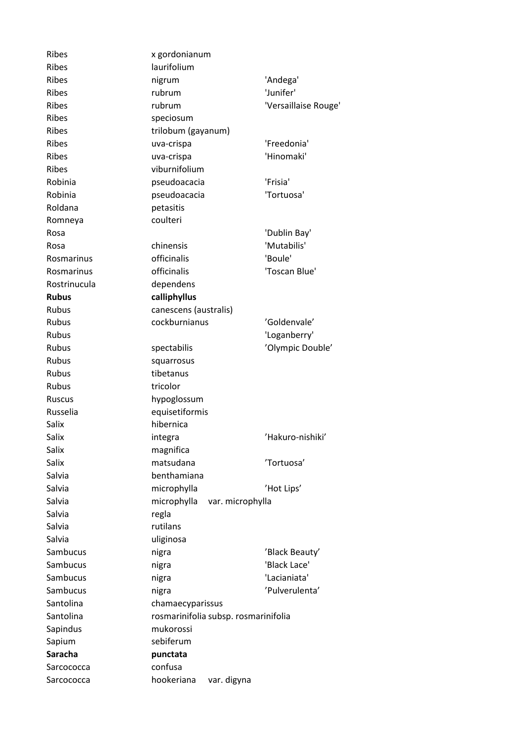| | | |
|---|---|---|
| Ribes | x gordonianum | |
| Ribes | laurifolium | |
| Ribes | nigrum | 'Andega' |
| Ribes | rubrum | 'Junifer' |
| Ribes | rubrum | 'Versaillaise Rouge' |
| Ribes | speciosum | |
| Ribes | trilobum (gayanum) | |
| Ribes | uva-crispa | 'Freedonia' |
| Ribes | uva-crispa | 'Hinomaki' |
| Ribes | viburnifolium | |
| Robinia | pseudoacacia | 'Frisia' |
| Robinia | pseudoacacia | 'Tortuosa' |
| Roldana | petasitis | |
| Romneya | coulteri | |
| Rosa | | 'Dublin Bay' |
| Rosa | chinensis | 'Mutabilis' |
| Rosmarinus | officinalis | 'Boule' |
| Rosmarinus | officinalis | 'Toscan Blue' |
| Rostrinucula | dependens | |
| **Rubus** | **calliphyllus** | |
| Rubus | canescens (australis) | |
| Rubus | cockburnianus | 'Goldenvale' |
| Rubus | | 'Loganberry' |
| Rubus | spectabilis | 'Olympic Double' |
| Rubus | squarrosus | |
| Rubus | tibetanus | |
| Rubus | tricolor | |
| Ruscus | hypoglossum | |
| Russelia | equisetiformis | |
| Salix | hibernica | |
| Salix | integra | 'Hakuro-nishiki' |
| Salix | magnifica | |
| Salix | matsudana | 'Tortuosa' |
| Salvia | benthamiana | |
| Salvia | microphylla | 'Hot Lips' |
| Salvia | microphylla var. microphylla | |
| Salvia | regla | |
| Salvia | rutilans | |
| Salvia | uliginosa | |
| Sambucus | nigra | 'Black Beauty' |
| Sambucus | nigra | 'Black Lace' |
| Sambucus | nigra | 'Lacianiata' |
| Sambucus | nigra | 'Pulverulenta' |
| Santolina | chamaecyparissus | |
| Santolina | rosmarinifolia subsp. rosmarinifolia | |
| Sapindus | mukorossi | |
| Sapium | sebiferum | |
| **Saracha** | **punctata** | |
| Sarcococca | confusa | |
| Sarcococca | hookeriana var. digyna | |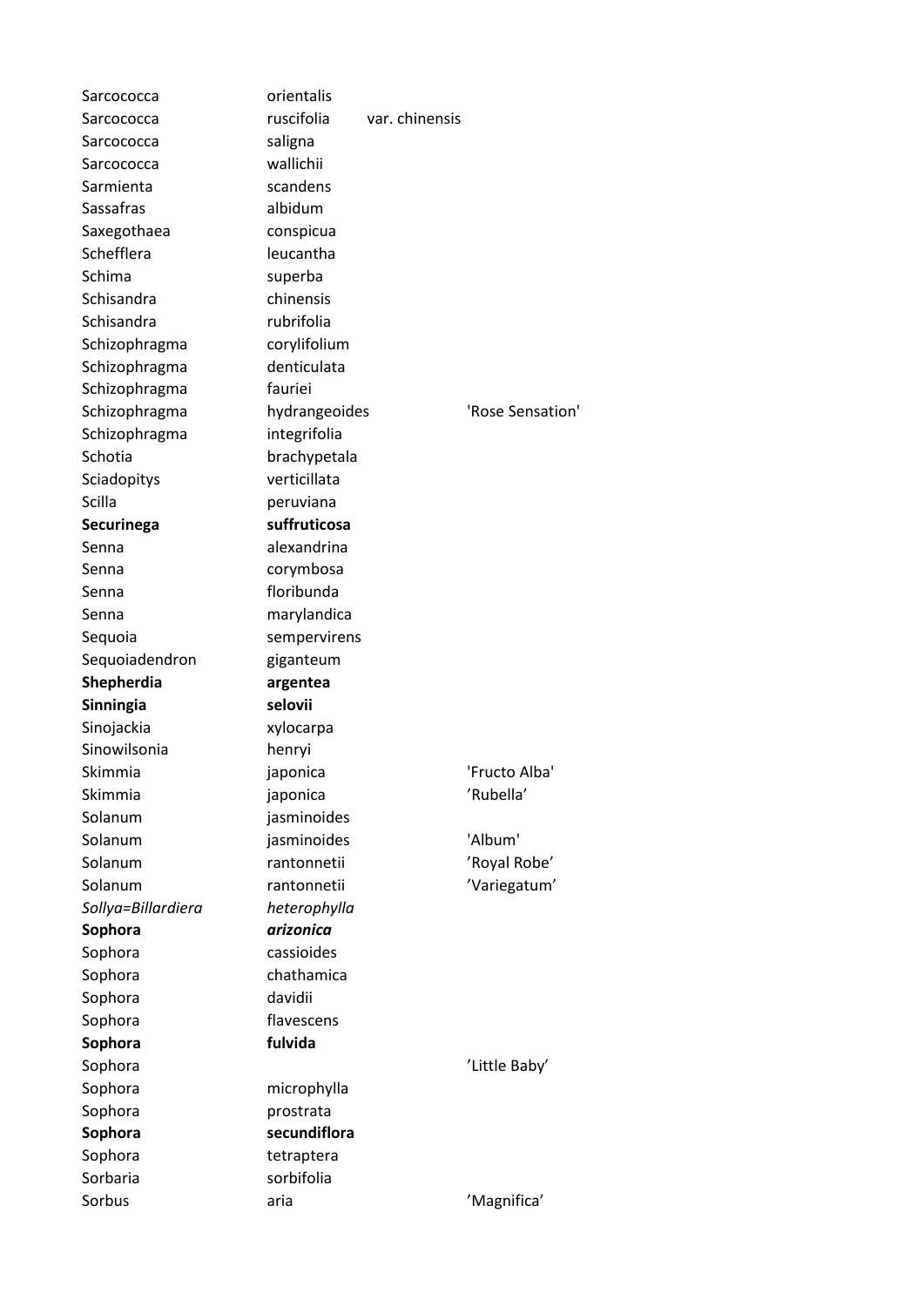| | | | |
|---|---|---|---|
| Sarcococca | orientalis | | |
| Sarcococca | ruscifolia | var. chinensis | |
| Sarcococca | saligna | | |
| Sarcococca | wallichii | | |
| Sarmienta | scandens | | |
| Sassafras | albidum | | |
| Saxegothaea | conspicua | | |
| Schefflera | leucantha | | |
| Schima | superba | | |
| Schisandra | chinensis | | |
| Schisandra | rubrifolia | | |
| Schizophragma | corylifolium | | |
| Schizophragma | denticulata | | |
| Schizophragma | fauriei | | |
| Schizophragma | hydrangeoides | | 'Rose Sensation' |
| Schizophragma | integrifolia | | |
| Schotia | brachypetala | | |
| Sciadopitys | verticillata | | |
| Scilla | peruviana | | |
| **Securinega** | **suffruticosa** | | |
| Senna | alexandrina | | |
| Senna | corymbosa | | |
| Senna | floribunda | | |
| Senna | marylandica | | |
| Sequoia | sempervirens | | |
| Sequoiadendron | giganteum | | |
| **Shepherdia** | **argentea** | | |
| **Sinningia** | **selovii** | | |
| Sinojackia | xylocarpa | | |
| Sinowilsonia | henryi | | |
| Skimmia | japonica | | 'Fructo Alba' |
| Skimmia | japonica | | 'Rubella' |
| Solanum | jasminoides | | |
| Solanum | jasminoides | | 'Album' |
| Solanum | rantonnetii | | 'Royal Robe' |
| Solanum | rantonnetii | | 'Variegatum' |
| *Sollya=Billardiera* | *heterophylla* | | |
| **Sophora** | ***arizonica*** | | |
| Sophora | cassioides | | |
| Sophora | chathamica | | |
| Sophora | davidii | | |
| Sophora | flavescens | | |
| **Sophora** | **fulvida** | | |
| Sophora | | | 'Little Baby' |
| Sophora | microphylla | | |
| Sophora | prostrata | | |
| **Sophora** | **secundiflora** | | |
| Sophora | tetraptera | | |
| Sorbaria | sorbifolia | | |
| Sorbus | aria | | 'Magnifica' |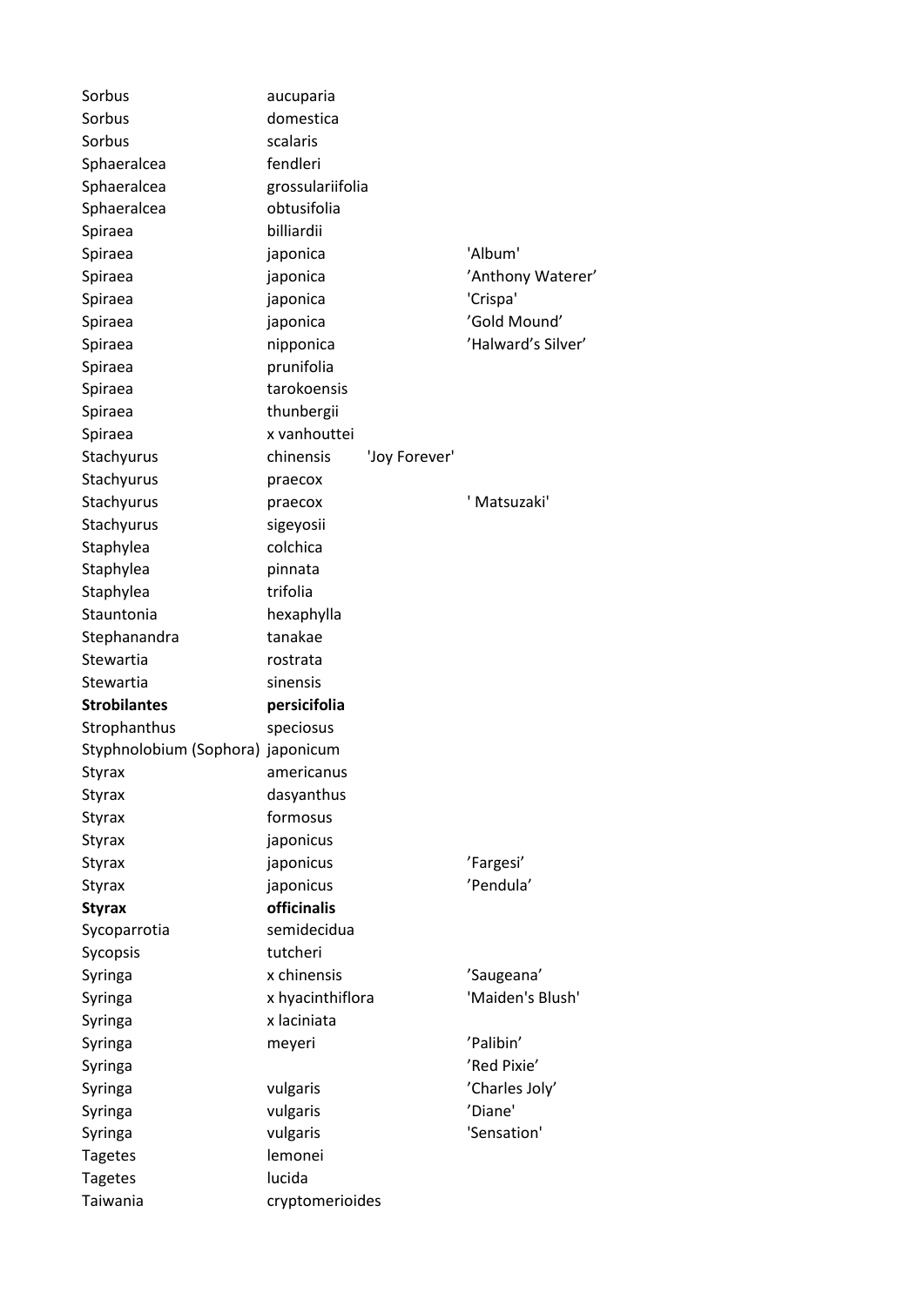| | | |
|---|---|---|
| Sorbus | aucuparia | |
| Sorbus | domestica | |
| Sorbus | scalaris | |
| Sphaeralcea | fendleri | |
| Sphaeralcea | grossulariifolia | |
| Sphaeralcea | obtusifolia | |
| Spiraea | billiardii | |
| Spiraea | japonica | 'Album' |
| Spiraea | japonica | ’Anthony Waterer’ |
| Spiraea | japonica | 'Crispa' |
| Spiraea | japonica | ’Gold Mound’ |
| Spiraea | nipponica | ’Halward’s Silver’ |
| Spiraea | prunifolia | |
| Spiraea | tarokoensis | |
| Spiraea | thunbergii | |
| Spiraea | x vanhouttei | |
| Stachyurus | chinensis 'Joy Forever' | |
| Stachyurus | praecox | |
| Stachyurus | praecox | ' Matsuzaki' |
| Stachyurus | sigeyosii | |
| Staphylea | colchica | |
| Staphylea | pinnata | |
| Staphylea | trifolia | |
| Stauntonia | hexaphylla | |
| Stephanandra | tanakae | |
| Stewartia | rostrata | |
| Stewartia | sinensis | |
| **Strobilantes** | **persicifolia** | |
| Strophanthus | speciosus | |
| Styphnolobium (Sophora) | japonicum | |
| Styrax | americanus | |
| Styrax | dasyanthus | |
| Styrax | formosus | |
| Styrax | japonicus | |
| Styrax | japonicus | ’Fargesi’ |
| Styrax | japonicus | ’Pendula’ |
| **Styrax** | **officinalis** | |
| Sycoparrotia | semidecidua | |
| Sycopsis | tutcheri | |
| Syringa | x chinensis | ’Saugeana’ |
| Syringa | x hyacinthiflora | 'Maiden's Blush' |
| Syringa | x laciniata | |
| Syringa | meyeri | ’Palibin’ |
| Syringa | | ’Red Pixie’ |
| Syringa | vulgaris | ’Charles Joly’ |
| Syringa | vulgaris | ’Diane' |
| Syringa | vulgaris | 'Sensation' |
| Tagetes | lemonei | |
| Tagetes | lucida | |
| Taiwania | cryptomerioides | |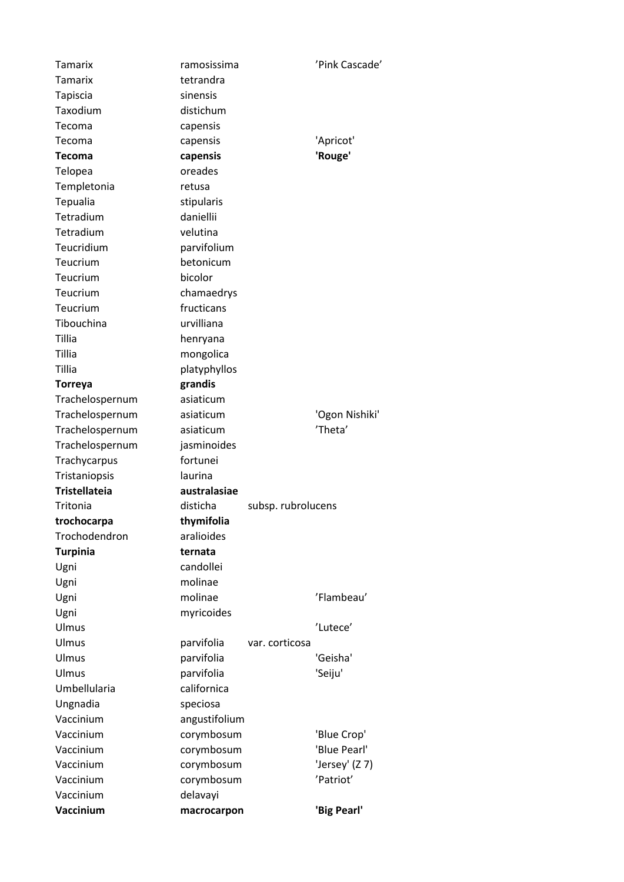| | | | |
|---|---|---|---|
| Tamarix | ramosissima | | ’Pink Cascade’ |
| Tamarix | tetrandra | | |
| Tapiscia | sinensis | | |
| Taxodium | distichum | | |
| Tecoma | capensis | | |
| Tecoma | capensis | | 'Apricot' |
| **Tecoma** | **capensis** | | **'Rouge'** |
| Telopea | oreades | | |
| Templetonia | retusa | | |
| Tepualia | stipularis | | |
| Tetradium | daniellii | | |
| Tetradium | velutina | | |
| Teucridium | parvifolium | | |
| Teucrium | betonicum | | |
| Teucrium | bicolor | | |
| Teucrium | chamaedrys | | |
| Teucrium | fructicans | | |
| Tibouchina | urvilliana | | |
| Tillia | henryana | | |
| Tillia | mongolica | | |
| Tillia | platyphyllos | | |
| **Torreya** | **grandis** | | |
| Trachelospernum | asiaticum | | |
| Trachelospernum | asiaticum | | 'Ogon Nishiki' |
| Trachelospernum | asiaticum | | ’Theta’ |
| Trachelospernum | jasminoides | | |
| Trachycarpus | fortunei | | |
| Tristaniopsis | laurina | | |
| **Tristellateia** | **australasiae** | | |
| Tritonia | disticha | subsp. rubrolucens | |
| **trochocarpa** | **thymifolia** | | |
| Trochodendron | aralioides | | |
| **Turpinia** | **ternata** | | |
| Ugni | candollei | | |
| Ugni | molinae | | |
| Ugni | molinae | | ’Flambeau’ |
| Ugni | myricoides | | |
| Ulmus | | | ’Lutece’ |
| Ulmus | parvifolia | var. corticosa | |
| Ulmus | parvifolia | | 'Geisha' |
| Ulmus | parvifolia | | 'Seiju' |
| Umbellularia | californica | | |
| Ungnadia | speciosa | | |
| Vaccinium | angustifolium | | |
| Vaccinium | corymbosum | | 'Blue Crop' |
| Vaccinium | corymbosum | | 'Blue Pearl' |
| Vaccinium | corymbosum | | 'Jersey' (Z 7) |
| Vaccinium | corymbosum | | ’Patriot’ |
| Vaccinium | delavayi | | |
| **Vaccinium** | **macrocarpon** | | **'Big Pearl'** |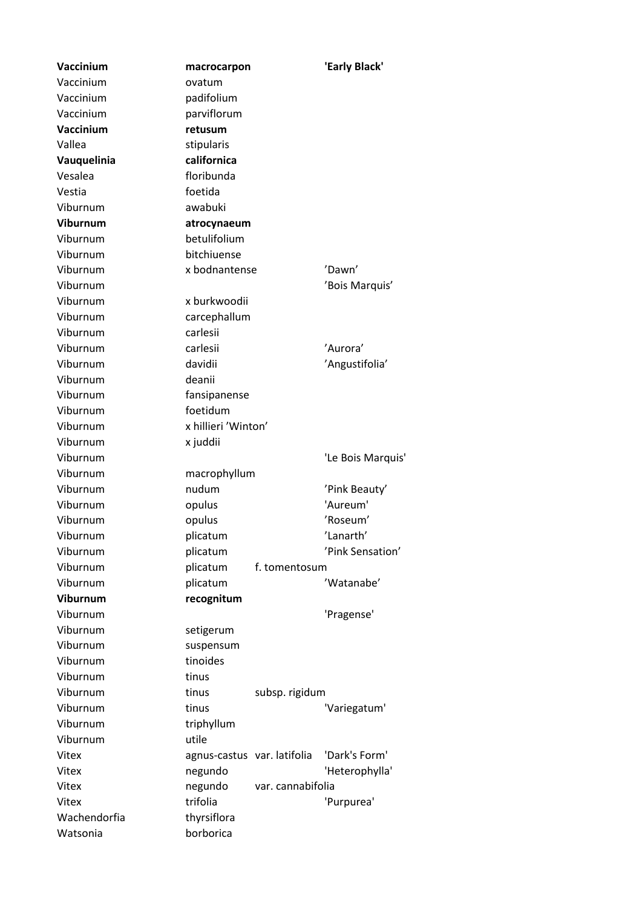| | | | |
|---|---|---|---|
| **Vaccinium** | **macrocarpon** | | **'Early Black'** |
| Vaccinium | ovatum | | |
| Vaccinium | padifolium | | |
| Vaccinium | parviflorum | | |
| **Vaccinium** | **retusum** | | |
| Vallea | stipularis | | |
| **Vauquelinia** | **californica** | | |
| Vesalea | floribunda | | |
| Vestia | foetida | | |
| Viburnum | awabuki | | |
| **Viburnum** | **atrocynaeum** | | |
| Viburnum | betulifolium | | |
| Viburnum | bitchiuense | | |
| Viburnum | x bodnantense | | ’Dawn’ |
| Viburnum | | | ’Bois Marquis’ |
| Viburnum | x burkwoodii | | |
| Viburnum | carcephallum | | |
| Viburnum | carlesii | | |
| Viburnum | carlesii | | ’Aurora’ |
| Viburnum | davidii | | ’Angustifolia’ |
| Viburnum | deanii | | |
| Viburnum | fansipanense | | |
| Viburnum | foetidum | | |
| Viburnum | x hillieri ’Winton’ | | |
| Viburnum | x juddii | | |
| Viburnum | | | 'Le Bois Marquis' |
| Viburnum | macrophyllum | | |
| Viburnum | nudum | | ’Pink Beauty’ |
| Viburnum | opulus | | 'Aureum' |
| Viburnum | opulus | | ’Roseum’ |
| Viburnum | plicatum | | ’Lanarth’ |
| Viburnum | plicatum | | ’Pink Sensation’ |
| Viburnum | plicatum | f. tomentosum | |
| Viburnum | plicatum | | ’Watanabe’ |
| **Viburnum** | **recognitum** | | |
| Viburnum | | | 'Pragense' |
| Viburnum | setigerum | | |
| Viburnum | suspensum | | |
| Viburnum | tinoides | | |
| Viburnum | tinus | | |
| Viburnum | tinus | subsp. rigidum | |
| Viburnum | tinus | | 'Variegatum' |
| Viburnum | triphyllum | | |
| Viburnum | utile | | |
| Vitex | agnus-castus | var. latifolia | 'Dark's Form' |
| Vitex | negundo | | 'Heterophylla' |
| Vitex | negundo | var. cannabifolia | |
| Vitex | trifolia | | 'Purpurea' |
| Wachendorfia | thyrsiflora | | |
| Watsonia | borborica | | |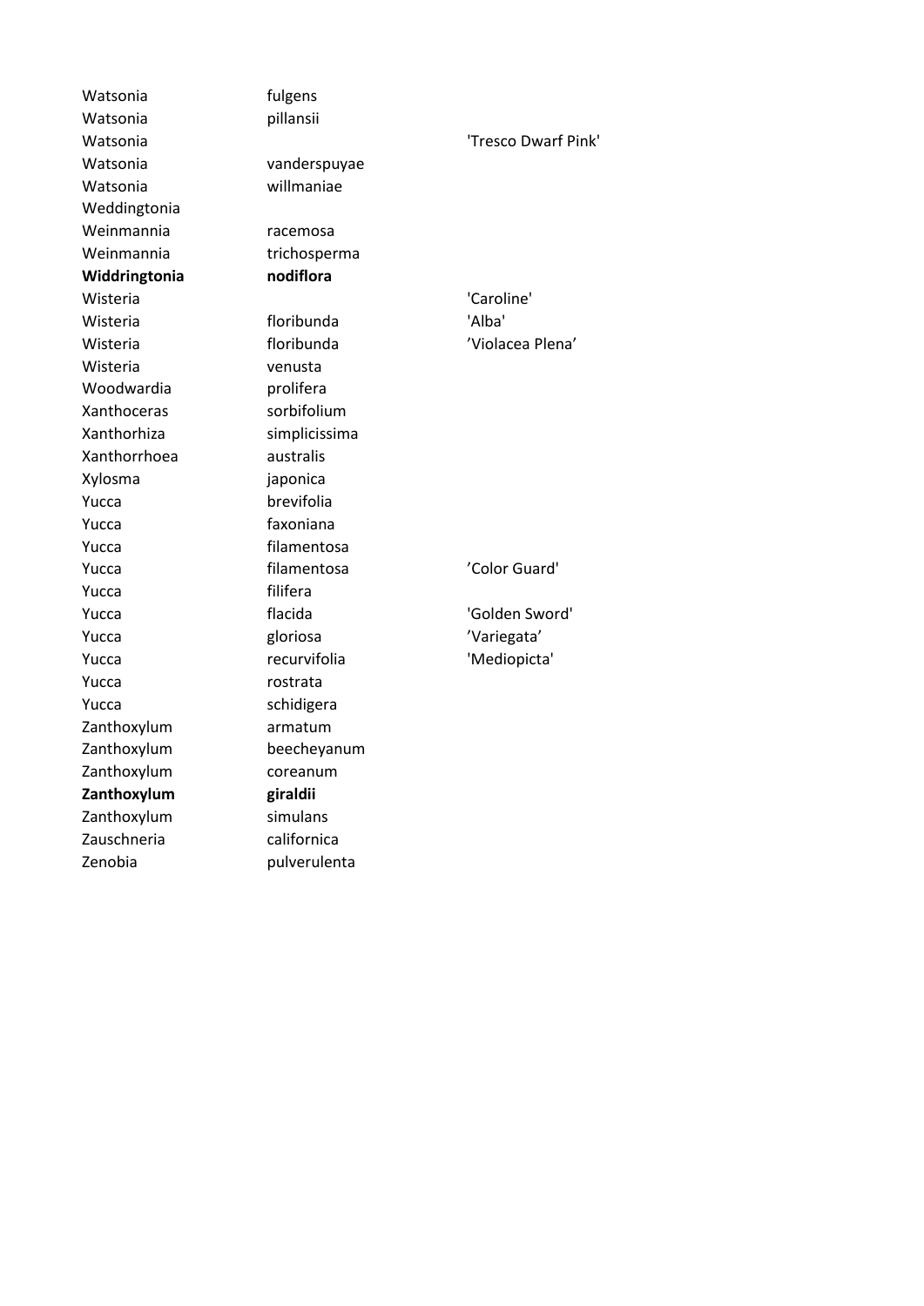| | | |
|---|---|---|
| Watsonia | fulgens | |
| Watsonia | pillansii | |
| Watsonia | | 'Tresco Dwarf Pink' |
| Watsonia | vanderspuyae | |
| Watsonia | willmaniae | |
| Weddingtonia | | |
| Weinmannia | racemosa | |
| Weinmannia | trichosperma | |
| **Widdringtonia** | **nodiflora** | |
| Wisteria | | 'Caroline' |
| Wisteria | floribunda | 'Alba' |
| Wisteria | floribunda | ’Violacea Plena’ |
| Wisteria | venusta | |
| Woodwardia | prolifera | |
| Xanthoceras | sorbifolium | |
| Xanthorhiza | simplicissima | |
| Xanthorrhoea | australis | |
| Xylosma | japonica | |
| Yucca | brevifolia | |
| Yucca | faxoniana | |
| Yucca | filamentosa | |
| Yucca | filamentosa | ’Color Guard' |
| Yucca | filifera | |
| Yucca | flacida | 'Golden Sword' |
| Yucca | gloriosa | ’Variegata’ |
| Yucca | recurvifolia | 'Mediopicta' |
| Yucca | rostrata | |
| Yucca | schidigera | |
| Zanthoxylum | armatum | |
| Zanthoxylum | beecheyanum | |
| Zanthoxylum | coreanum | |
| **Zanthoxylum** | **giraldii** | |
| Zanthoxylum | simulans | |
| Zauschneria | californica | |
| Zenobia | pulverulenta | |